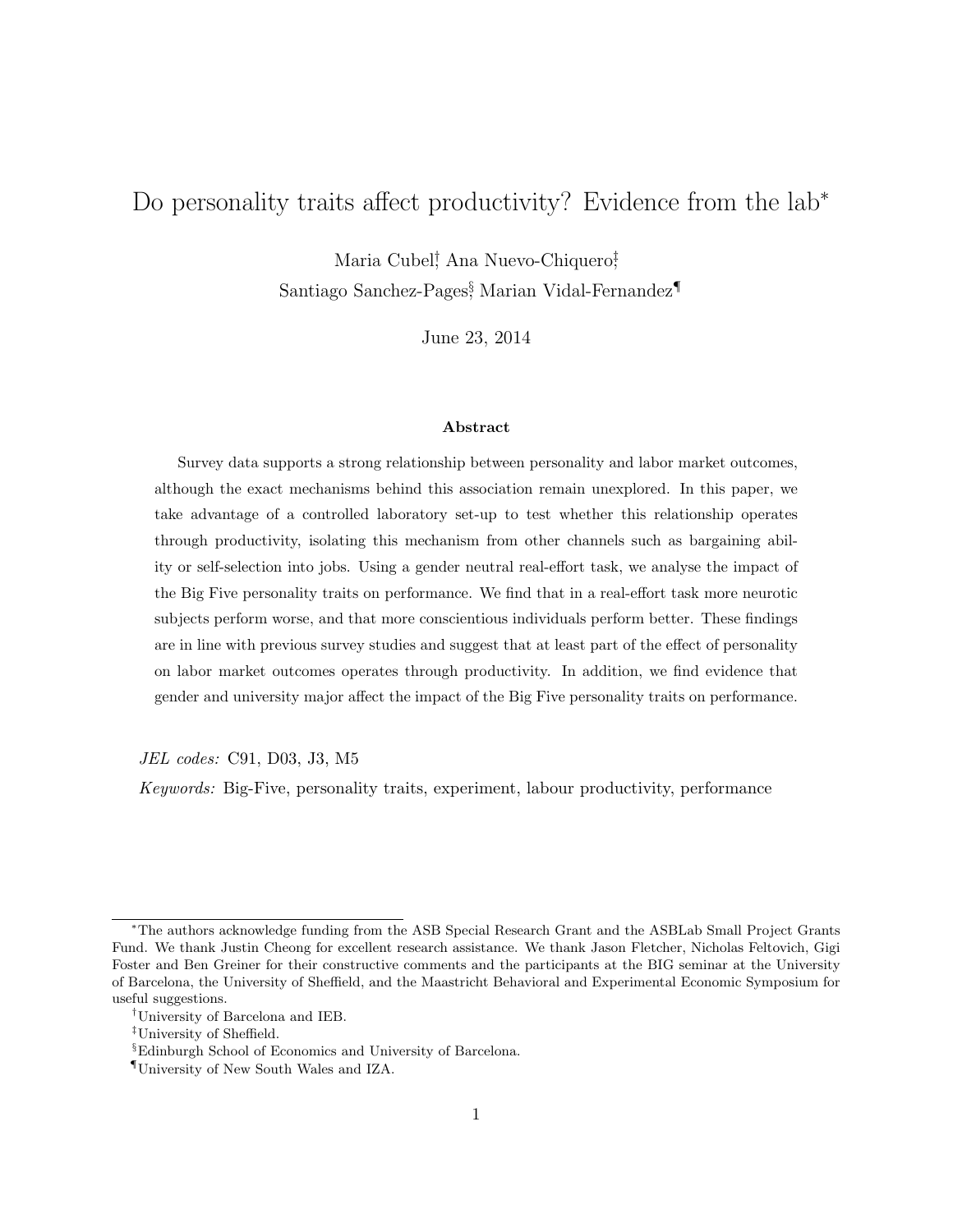# Do personality traits affect productivity? Evidence from the lab*

Maria Cubel[†], Ana Nuevo-Chiquero[‡], Santiago Sanchez-Pages[§], Marian Vidal-Fernandez[¶]

June 23, 2014

### Abstract

Survey data supports a strong relationship between personality and labor market outcomes, although the exact mechanisms behind this association remain unexplored. In this paper, we take advantage of a controlled laboratory set-up to test whether this relationship operates through productivity, isolating this mechanism from other channels such as bargaining ability or self-selection into jobs. Using a gender neutral real-effort task, we analyse the impact of the Big Five personality traits on performance. We find that in a real-effort task more neurotic subjects perform worse, and that more conscientious individuals perform better. These findings are in line with previous survey studies and suggest that at least part of the effect of personality on labor market outcomes operates through productivity. In addition, we find evidence that gender and university major affect the impact of the Big Five personality traits on performance.

*JEL codes:* C91, D03, J3, M5

*Keywords:* Big-Five, personality traits, experiment, labour productivity, performance

---

*The authors acknowledge funding from the ASB Special Research Grant and the ASBLab Small Project Grants Fund. We thank Justin Cheong for excellent research assistance. We thank Jason Fletcher, Nicholas Feltovich, Gigi Foster and Ben Greiner for their constructive comments and the participants at the BIG seminar at the University of Barcelona, the University of Sheffield, and the Maastricht Behavioral and Experimental Economic Symposium for useful suggestions.

[†]University of Barcelona and IEB.

[‡]University of Sheffield.

[§]Edinburgh School of Economics and University of Barcelona.

[¶]University of New South Wales and IZA.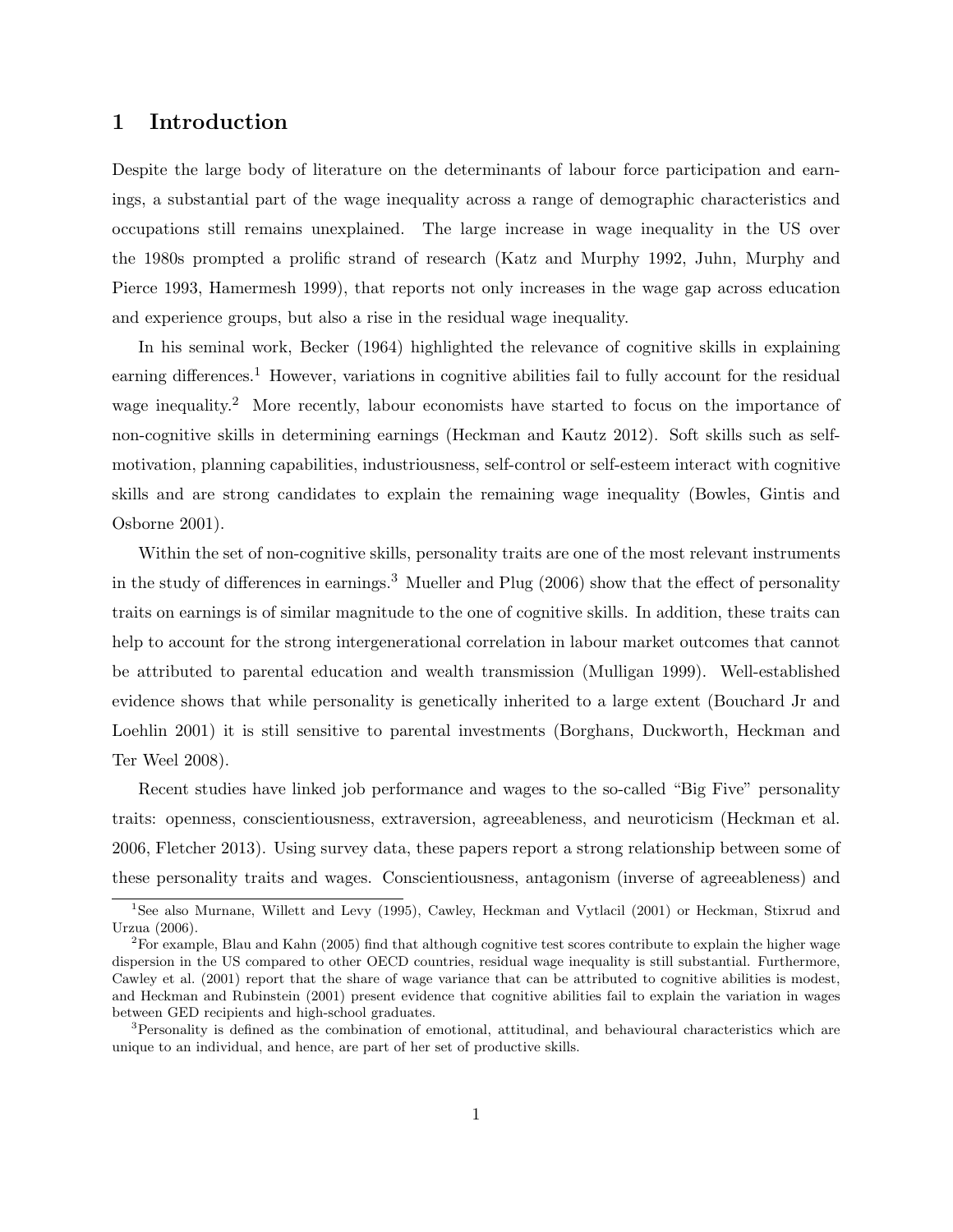# 1 Introduction

Despite the large body of literature on the determinants of labour force participation and earnings, a substantial part of the wage inequality across a range of demographic characteristics and occupations still remains unexplained. The large increase in wage inequality in the US over the 1980s prompted a prolific strand of research (Katz and Murphy 1992, Juhn, Murphy and Pierce 1993, Hamermesh 1999), that reports not only increases in the wage gap across education and experience groups, but also a rise in the residual wage inequality.

In his seminal work, Becker (1964) highlighted the relevance of cognitive skills in explaining earning differences.[1] However, variations in cognitive abilities fail to fully account for the residual wage inequality.[2] More recently, labour economists have started to focus on the importance of non-cognitive skills in determining earnings (Heckman and Kautz 2012). Soft skills such as self-motivation, planning capabilities, industriousness, self-control or self-esteem interact with cognitive skills and are strong candidates to explain the remaining wage inequality (Bowles, Gintis and Osborne 2001).

Within the set of non-cognitive skills, personality traits are one of the most relevant instruments in the study of differences in earnings.[3] Mueller and Plug (2006) show that the effect of personality traits on earnings is of similar magnitude to the one of cognitive skills. In addition, these traits can help to account for the strong intergenerational correlation in labour market outcomes that cannot be attributed to parental education and wealth transmission (Mulligan 1999). Well-established evidence shows that while personality is genetically inherited to a large extent (Bouchard Jr and Loehlin 2001) it is still sensitive to parental investments (Borghans, Duckworth, Heckman and Ter Weel 2008).

Recent studies have linked job performance and wages to the so-called "Big Five" personality traits: openness, conscientiousness, extraversion, agreeableness, and neuroticism (Heckman et al. 2006, Fletcher 2013). Using survey data, these papers report a strong relationship between some of these personality traits and wages. Conscientiousness, antagonism (inverse of agreeableness) and

[1] See also Murnane, Willett and Levy (1995), Cawley, Heckman and Vytlacil (2001) or Heckman, Stixrud and Urzua (2006).

[2] For example, Blau and Kahn (2005) find that although cognitive test scores contribute to explain the higher wage dispersion in the US compared to other OECD countries, residual wage inequality is still substantial. Furthermore, Cawley et al. (2001) report that the share of wage variance that can be attributed to cognitive abilities is modest, and Heckman and Rubinstein (2001) present evidence that cognitive abilities fail to explain the variation in wages between GED recipients and high-school graduates.

[3] Personality is defined as the combination of emotional, attitudinal, and behavioural characteristics which are unique to an individual, and hence, are part of her set of productive skills.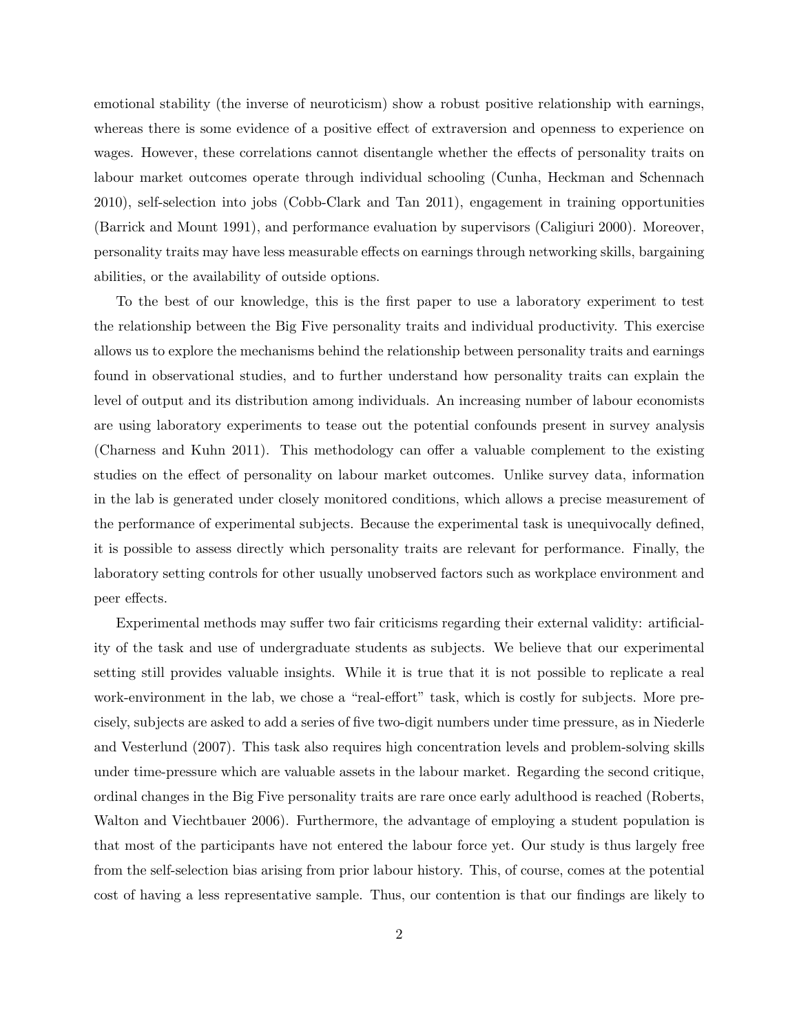emotional stability (the inverse of neuroticism) show a robust positive relationship with earnings, whereas there is some evidence of a positive effect of extraversion and openness to experience on wages. However, these correlations cannot disentangle whether the effects of personality traits on labour market outcomes operate through individual schooling (Cunha, Heckman and Schennach 2010), self-selection into jobs (Cobb-Clark and Tan 2011), engagement in training opportunities (Barrick and Mount 1991), and performance evaluation by supervisors (Caligiuri 2000). Moreover, personality traits may have less measurable effects on earnings through networking skills, bargaining abilities, or the availability of outside options.

To the best of our knowledge, this is the first paper to use a laboratory experiment to test the relationship between the Big Five personality traits and individual productivity. This exercise allows us to explore the mechanisms behind the relationship between personality traits and earnings found in observational studies, and to further understand how personality traits can explain the level of output and its distribution among individuals. An increasing number of labour economists are using laboratory experiments to tease out the potential confounds present in survey analysis (Charness and Kuhn 2011). This methodology can offer a valuable complement to the existing studies on the effect of personality on labour market outcomes. Unlike survey data, information in the lab is generated under closely monitored conditions, which allows a precise measurement of the performance of experimental subjects. Because the experimental task is unequivocally defined, it is possible to assess directly which personality traits are relevant for performance. Finally, the laboratory setting controls for other usually unobserved factors such as workplace environment and peer effects.

Experimental methods may suffer two fair criticisms regarding their external validity: artificiality of the task and use of undergraduate students as subjects. We believe that our experimental setting still provides valuable insights. While it is true that it is not possible to replicate a real work-environment in the lab, we chose a "real-effort" task, which is costly for subjects. More precisely, subjects are asked to add a series of five two-digit numbers under time pressure, as in Niederle and Vesterlund (2007). This task also requires high concentration levels and problem-solving skills under time-pressure which are valuable assets in the labour market. Regarding the second critique, ordinal changes in the Big Five personality traits are rare once early adulthood is reached (Roberts, Walton and Viechtbauer 2006). Furthermore, the advantage of employing a student population is that most of the participants have not entered the labour force yet. Our study is thus largely free from the self-selection bias arising from prior labour history. This, of course, comes at the potential cost of having a less representative sample. Thus, our contention is that our findings are likely to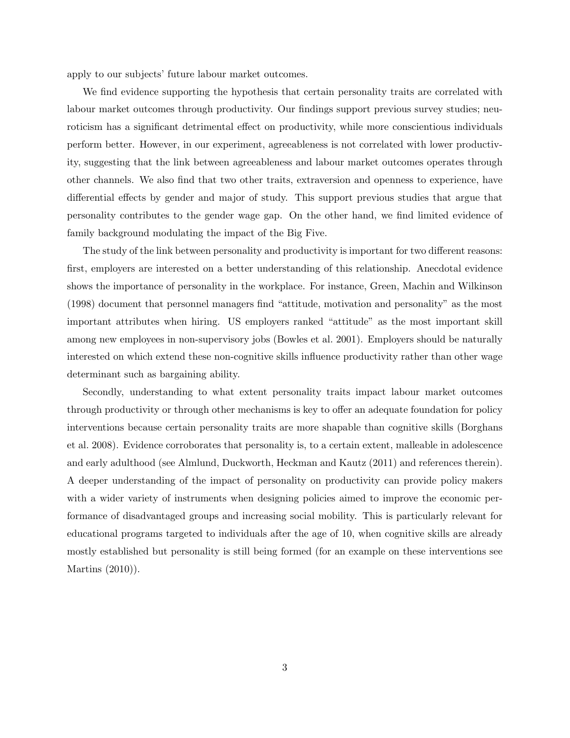apply to our subjects' future labour market outcomes.

We find evidence supporting the hypothesis that certain personality traits are correlated with labour market outcomes through productivity. Our findings support previous survey studies; neuroticism has a significant detrimental effect on productivity, while more conscientious individuals perform better. However, in our experiment, agreeableness is not correlated with lower productivity, suggesting that the link between agreeableness and labour market outcomes operates through other channels. We also find that two other traits, extraversion and openness to experience, have differential effects by gender and major of study. This support previous studies that argue that personality contributes to the gender wage gap. On the other hand, we find limited evidence of family background modulating the impact of the Big Five.

The study of the link between personality and productivity is important for two different reasons: first, employers are interested on a better understanding of this relationship. Anecdotal evidence shows the importance of personality in the workplace. For instance, Green, Machin and Wilkinson (1998) document that personnel managers find "attitude, motivation and personality" as the most important attributes when hiring. US employers ranked "attitude" as the most important skill among new employees in non-supervisory jobs (Bowles et al. 2001). Employers should be naturally interested on which extend these non-cognitive skills influence productivity rather than other wage determinant such as bargaining ability.

Secondly, understanding to what extent personality traits impact labour market outcomes through productivity or through other mechanisms is key to offer an adequate foundation for policy interventions because certain personality traits are more shapable than cognitive skills (Borghans et al. 2008). Evidence corroborates that personality is, to a certain extent, malleable in adolescence and early adulthood (see Almlund, Duckworth, Heckman and Kautz (2011) and references therein). A deeper understanding of the impact of personality on productivity can provide policy makers with a wider variety of instruments when designing policies aimed to improve the economic performance of disadvantaged groups and increasing social mobility. This is particularly relevant for educational programs targeted to individuals after the age of 10, when cognitive skills are already mostly established but personality is still being formed (for an example on these interventions see Martins (2010)).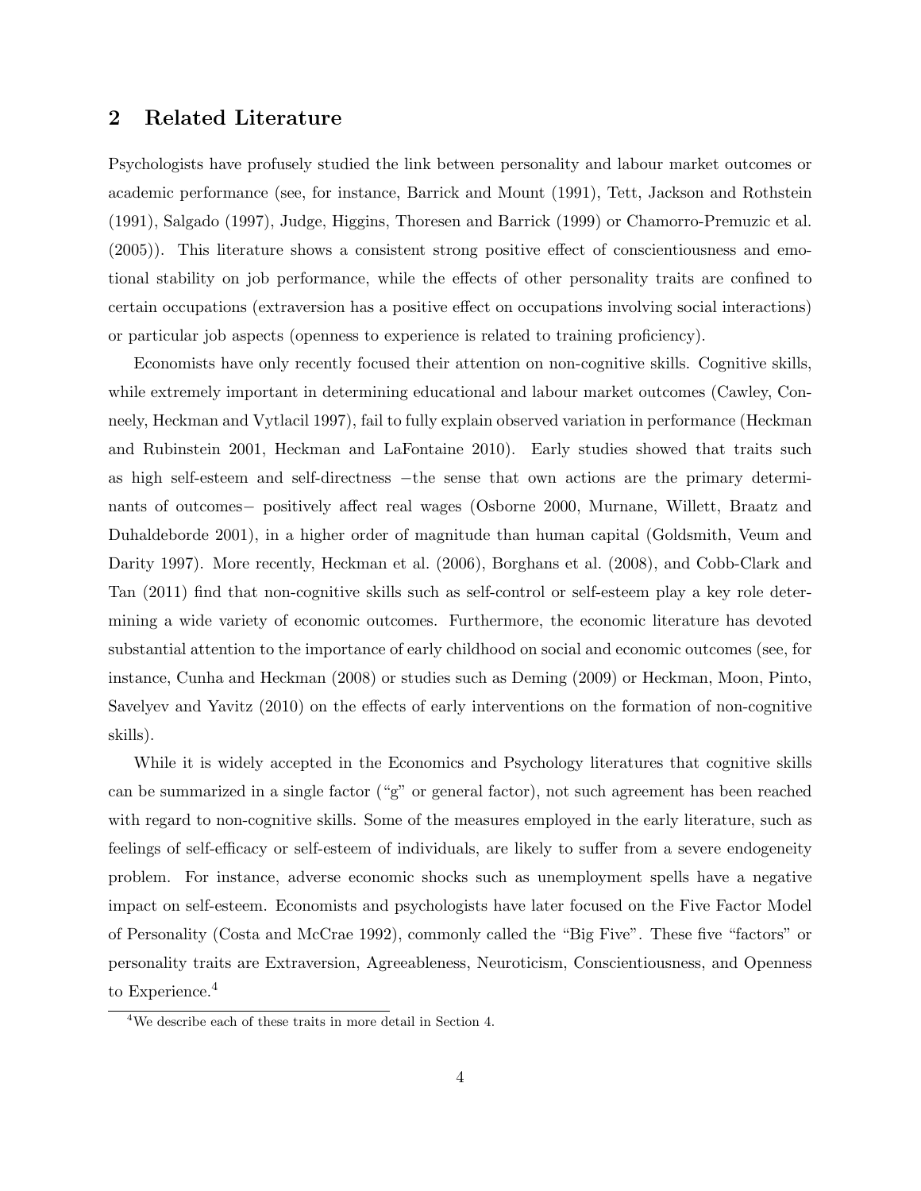## 2 Related Literature

Psychologists have profusely studied the link between personality and labour market outcomes or academic performance (see, for instance, Barrick and Mount (1991), Tett, Jackson and Rothstein (1991), Salgado (1997), Judge, Higgins, Thoresen and Barrick (1999) or Chamorro-Premuzic et al. (2005)). This literature shows a consistent strong positive effect of conscientiousness and emotional stability on job performance, while the effects of other personality traits are confined to certain occupations (extraversion has a positive effect on occupations involving social interactions) or particular job aspects (openness to experience is related to training proficiency).

Economists have only recently focused their attention on non-cognitive skills. Cognitive skills, while extremely important in determining educational and labour market outcomes (Cawley, Conneely, Heckman and Vytlacil 1997), fail to fully explain observed variation in performance (Heckman and Rubinstein 2001, Heckman and LaFontaine 2010). Early studies showed that traits such as high self-esteem and self-directness −the sense that own actions are the primary determinants of outcomes− positively affect real wages (Osborne 2000, Murnane, Willett, Braatz and Duhaldeborde 2001), in a higher order of magnitude than human capital (Goldsmith, Veum and Darity 1997). More recently, Heckman et al. (2006), Borghans et al. (2008), and Cobb-Clark and Tan (2011) find that non-cognitive skills such as self-control or self-esteem play a key role determining a wide variety of economic outcomes. Furthermore, the economic literature has devoted substantial attention to the importance of early childhood on social and economic outcomes (see, for instance, Cunha and Heckman (2008) or studies such as Deming (2009) or Heckman, Moon, Pinto, Savelyev and Yavitz (2010) on the effects of early interventions on the formation of non-cognitive skills).

While it is widely accepted in the Economics and Psychology literatures that cognitive skills can be summarized in a single factor ("g" or general factor), not such agreement has been reached with regard to non-cognitive skills. Some of the measures employed in the early literature, such as feelings of self-efficacy or self-esteem of individuals, are likely to suffer from a severe endogeneity problem. For instance, adverse economic shocks such as unemployment spells have a negative impact on self-esteem. Economists and psychologists have later focused on the Five Factor Model of Personality (Costa and McCrae 1992), commonly called the "Big Five". These five "factors" or personality traits are Extraversion, Agreeableness, Neuroticism, Conscientiousness, and Openness to Experience.[4]

[4] We describe each of these traits in more detail in Section 4.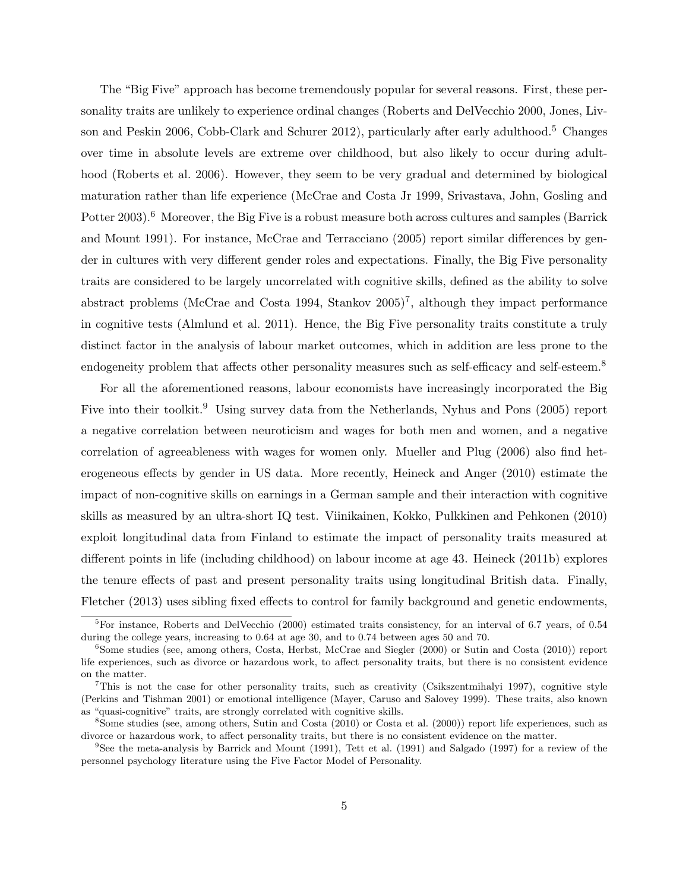The "Big Five" approach has become tremendously popular for several reasons. First, these personality traits are unlikely to experience ordinal changes (Roberts and DelVecchio 2000, Jones, Livson and Peskin 2006, Cobb-Clark and Schurer 2012), particularly after early adulthood.[5] Changes over time in absolute levels are extreme over childhood, but also likely to occur during adulthood (Roberts et al. 2006). However, they seem to be very gradual and determined by biological maturation rather than life experience (McCrae and Costa Jr 1999, Srivastava, John, Gosling and Potter 2003).[6] Moreover, the Big Five is a robust measure both across cultures and samples (Barrick and Mount 1991). For instance, McCrae and Terracciano (2005) report similar differences by gender in cultures with very different gender roles and expectations. Finally, the Big Five personality traits are considered to be largely uncorrelated with cognitive skills, defined as the ability to solve abstract problems (McCrae and Costa 1994, Stankov 2005)[7], although they impact performance in cognitive tests (Almlund et al. 2011). Hence, the Big Five personality traits constitute a truly distinct factor in the analysis of labour market outcomes, which in addition are less prone to the endogeneity problem that affects other personality measures such as self-efficacy and self-esteem.[8]

For all the aforementioned reasons, labour economists have increasingly incorporated the Big Five into their toolkit.[9] Using survey data from the Netherlands, Nyhus and Pons (2005) report a negative correlation between neuroticism and wages for both men and women, and a negative correlation of agreeableness with wages for women only. Mueller and Plug (2006) also find heterogeneous effects by gender in US data. More recently, Heineck and Anger (2010) estimate the impact of non-cognitive skills on earnings in a German sample and their interaction with cognitive skills as measured by an ultra-short IQ test. Viinikainen, Kokko, Pulkkinen and Pehkonen (2010) exploit longitudinal data from Finland to estimate the impact of personality traits measured at different points in life (including childhood) on labour income at age 43. Heineck (2011b) explores the tenure effects of past and present personality traits using longitudinal British data. Finally, Fletcher (2013) uses sibling fixed effects to control for family background and genetic endowments,

[5] For instance, Roberts and DelVecchio (2000) estimated traits consistency, for an interval of 6.7 years, of 0.54 during the college years, increasing to 0.64 at age 30, and to 0.74 between ages 50 and 70.

[6] Some studies (see, among others, Costa, Herbst, McCrae and Siegler (2000) or Sutin and Costa (2010)) report life experiences, such as divorce or hazardous work, to affect personality traits, but there is no consistent evidence on the matter.

[7] This is not the case for other personality traits, such as creativity (Csikszentmihalyi 1997), cognitive style (Perkins and Tishman 2001) or emotional intelligence (Mayer, Caruso and Salovey 1999). These traits, also known as "quasi-cognitive" traits, are strongly correlated with cognitive skills.

[8] Some studies (see, among others, Sutin and Costa (2010) or Costa et al. (2000)) report life experiences, such as divorce or hazardous work, to affect personality traits, but there is no consistent evidence on the matter.

[9] See the meta-analysis by Barrick and Mount (1991), Tett et al. (1991) and Salgado (1997) for a review of the personnel psychology literature using the Five Factor Model of Personality.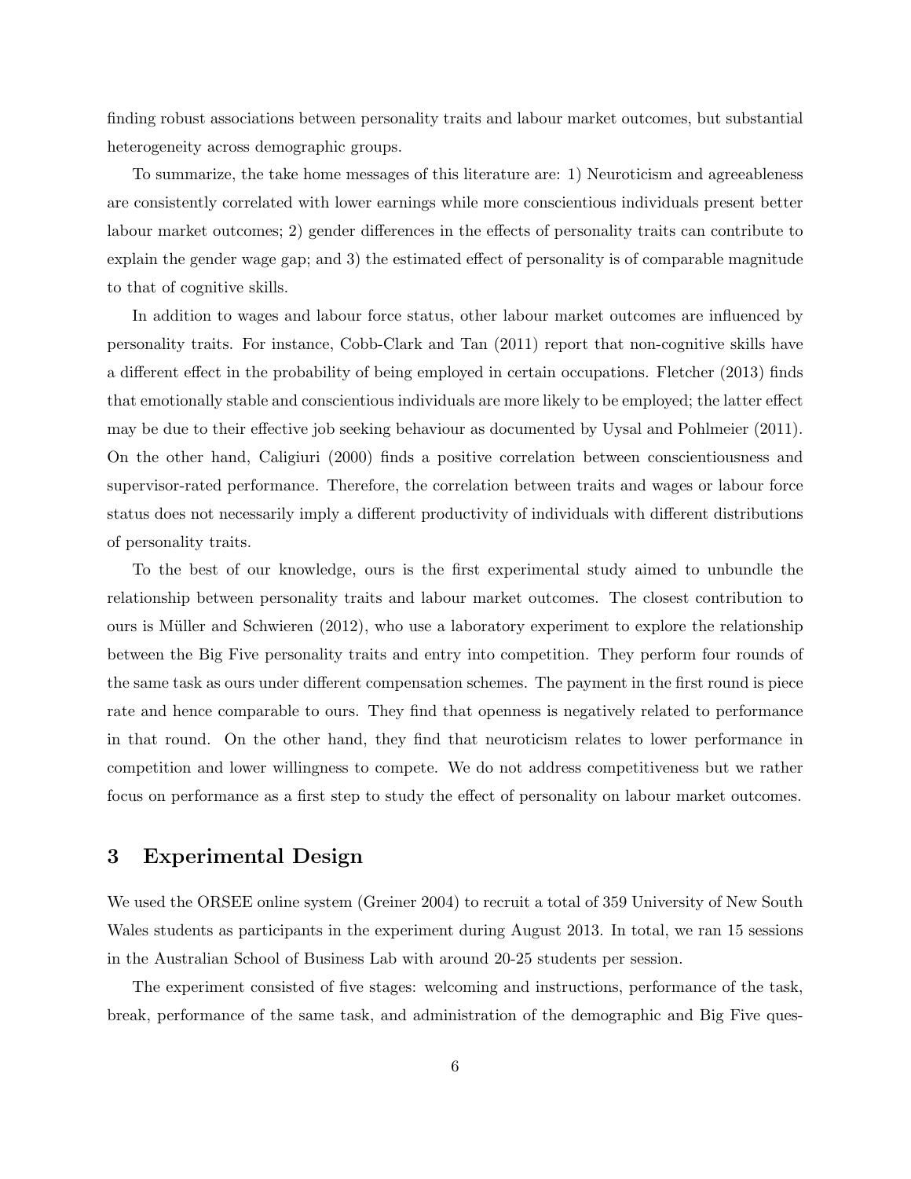finding robust associations between personality traits and labour market outcomes, but substantial heterogeneity across demographic groups.

To summarize, the take home messages of this literature are: 1) Neuroticism and agreeableness are consistently correlated with lower earnings while more conscientious individuals present better labour market outcomes; 2) gender differences in the effects of personality traits can contribute to explain the gender wage gap; and 3) the estimated effect of personality is of comparable magnitude to that of cognitive skills.

In addition to wages and labour force status, other labour market outcomes are influenced by personality traits. For instance, Cobb-Clark and Tan (2011) report that non-cognitive skills have a different effect in the probability of being employed in certain occupations. Fletcher (2013) finds that emotionally stable and conscientious individuals are more likely to be employed; the latter effect may be due to their effective job seeking behaviour as documented by Uysal and Pohlmeier (2011). On the other hand, Caligiuri (2000) finds a positive correlation between conscientiousness and supervisor-rated performance. Therefore, the correlation between traits and wages or labour force status does not necessarily imply a different productivity of individuals with different distributions of personality traits.

To the best of our knowledge, ours is the first experimental study aimed to unbundle the relationship between personality traits and labour market outcomes. The closest contribution to ours is Müller and Schwieren (2012), who use a laboratory experiment to explore the relationship between the Big Five personality traits and entry into competition. They perform four rounds of the same task as ours under different compensation schemes. The payment in the first round is piece rate and hence comparable to ours. They find that openness is negatively related to performance in that round. On the other hand, they find that neuroticism relates to lower performance in competition and lower willingness to compete. We do not address competitiveness but we rather focus on performance as a first step to study the effect of personality on labour market outcomes.

# 3 Experimental Design

We used the ORSEE online system (Greiner 2004) to recruit a total of 359 University of New South Wales students as participants in the experiment during August 2013. In total, we ran 15 sessions in the Australian School of Business Lab with around 20-25 students per session.

The experiment consisted of five stages: welcoming and instructions, performance of the task, break, performance of the same task, and administration of the demographic and Big Five ques-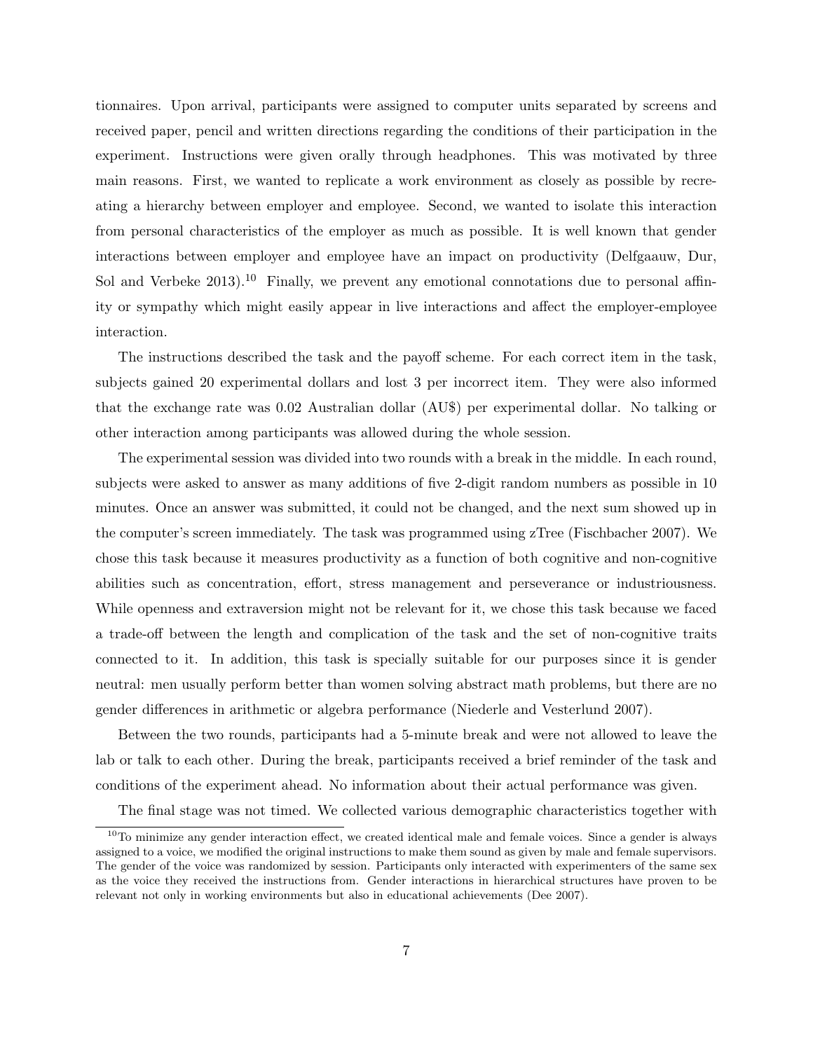tionnaires. Upon arrival, participants were assigned to computer units separated by screens and received paper, pencil and written directions regarding the conditions of their participation in the experiment. Instructions were given orally through headphones. This was motivated by three main reasons. First, we wanted to replicate a work environment as closely as possible by recreating a hierarchy between employer and employee. Second, we wanted to isolate this interaction from personal characteristics of the employer as much as possible. It is well known that gender interactions between employer and employee have an impact on productivity (Delfgaauw, Dur, Sol and Verbeke 2013).[10] Finally, we prevent any emotional connotations due to personal affinity or sympathy which might easily appear in live interactions and affect the employer-employee interaction.

The instructions described the task and the payoff scheme. For each correct item in the task, subjects gained 20 experimental dollars and lost 3 per incorrect item. They were also informed that the exchange rate was 0.02 Australian dollar (AU$) per experimental dollar. No talking or other interaction among participants was allowed during the whole session.

The experimental session was divided into two rounds with a break in the middle. In each round, subjects were asked to answer as many additions of five 2-digit random numbers as possible in 10 minutes. Once an answer was submitted, it could not be changed, and the next sum showed up in the computer's screen immediately. The task was programmed using zTree (Fischbacher 2007). We chose this task because it measures productivity as a function of both cognitive and non-cognitive abilities such as concentration, effort, stress management and perseverance or industriousness. While openness and extraversion might not be relevant for it, we chose this task because we faced a trade-off between the length and complication of the task and the set of non-cognitive traits connected to it. In addition, this task is specially suitable for our purposes since it is gender neutral: men usually perform better than women solving abstract math problems, but there are no gender differences in arithmetic or algebra performance (Niederle and Vesterlund 2007).

Between the two rounds, participants had a 5-minute break and were not allowed to leave the lab or talk to each other. During the break, participants received a brief reminder of the task and conditions of the experiment ahead. No information about their actual performance was given.

The final stage was not timed. We collected various demographic characteristics together with

[10] To minimize any gender interaction effect, we created identical male and female voices. Since a gender is always assigned to a voice, we modified the original instructions to make them sound as given by male and female supervisors. The gender of the voice was randomized by session. Participants only interacted with experimenters of the same sex as the voice they received the instructions from. Gender interactions in hierarchical structures have proven to be relevant not only in working environments but also in educational achievements (Dee 2007).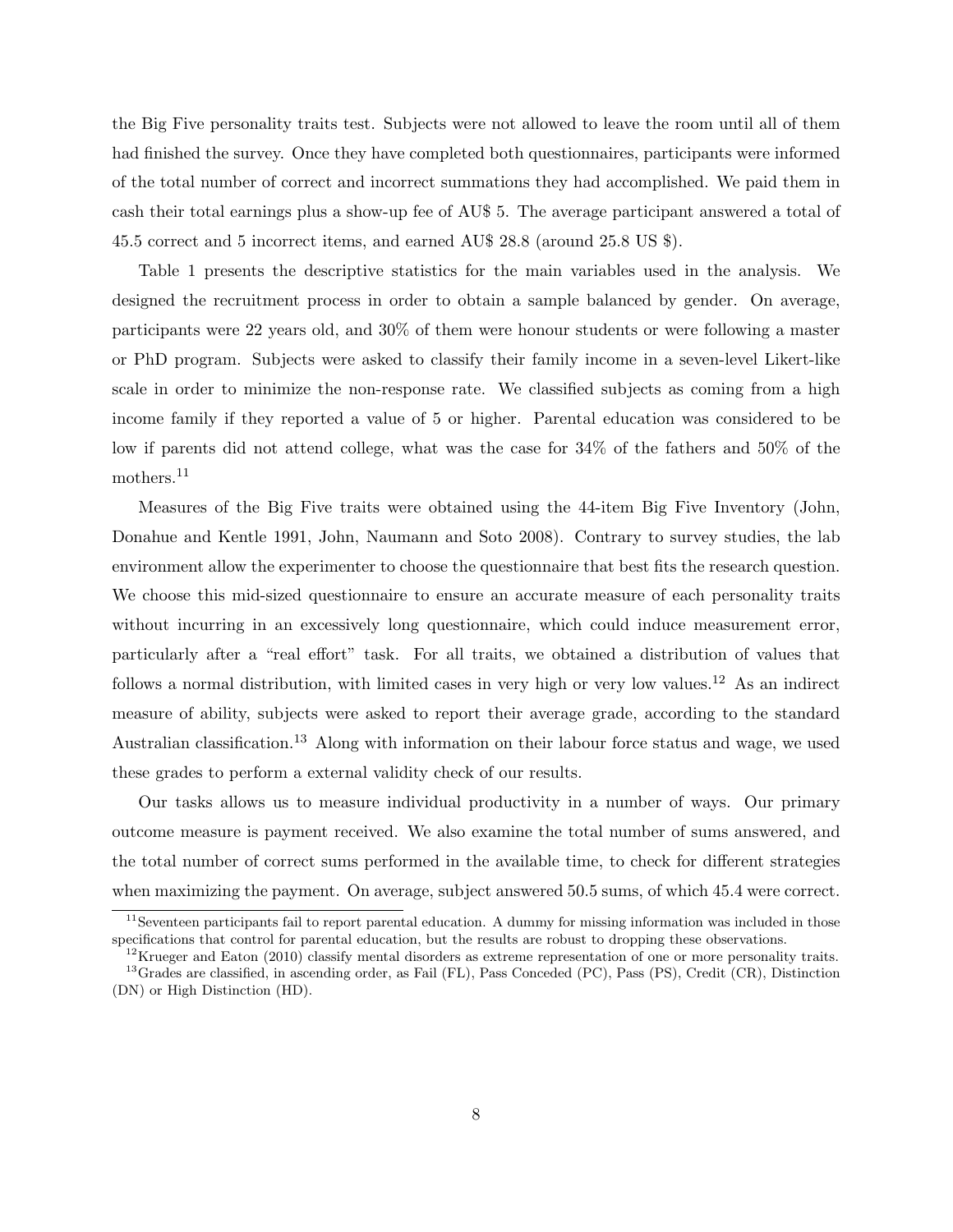the Big Five personality traits test. Subjects were not allowed to leave the room until all of them had finished the survey. Once they have completed both questionnaires, participants were informed of the total number of correct and incorrect summations they had accomplished. We paid them in cash their total earnings plus a show-up fee of AU$ 5. The average participant answered a total of 45.5 correct and 5 incorrect items, and earned AU$ 28.8 (around 25.8 US $).

Table 1 presents the descriptive statistics for the main variables used in the analysis. We designed the recruitment process in order to obtain a sample balanced by gender. On average, participants were 22 years old, and 30% of them were honour students or were following a master or PhD program. Subjects were asked to classify their family income in a seven-level Likert-like scale in order to minimize the non-response rate. We classified subjects as coming from a high income family if they reported a value of 5 or higher. Parental education was considered to be low if parents did not attend college, what was the case for 34% of the fathers and 50% of the mothers.[11]

Measures of the Big Five traits were obtained using the 44-item Big Five Inventory (John, Donahue and Kentle 1991, John, Naumann and Soto 2008). Contrary to survey studies, the lab environment allow the experimenter to choose the questionnaire that best fits the research question. We choose this mid-sized questionnaire to ensure an accurate measure of each personality traits without incurring in an excessively long questionnaire, which could induce measurement error, particularly after a "real effort" task. For all traits, we obtained a distribution of values that follows a normal distribution, with limited cases in very high or very low values.[12] As an indirect measure of ability, subjects were asked to report their average grade, according to the standard Australian classification.[13] Along with information on their labour force status and wage, we used these grades to perform a external validity check of our results.

Our tasks allows us to measure individual productivity in a number of ways. Our primary outcome measure is payment received. We also examine the total number of sums answered, and the total number of correct sums performed in the available time, to check for different strategies when maximizing the payment. On average, subject answered 50.5 sums, of which 45.4 were correct.

[11] Seventeen participants fail to report parental education. A dummy for missing information was included in those specifications that control for parental education, but the results are robust to dropping these observations.

[12] Krueger and Eaton (2010) classify mental disorders as extreme representation of one or more personality traits.

[13] Grades are classified, in ascending order, as Fail (FL), Pass Conceded (PC), Pass (PS), Credit (CR), Distinction (DN) or High Distinction (HD).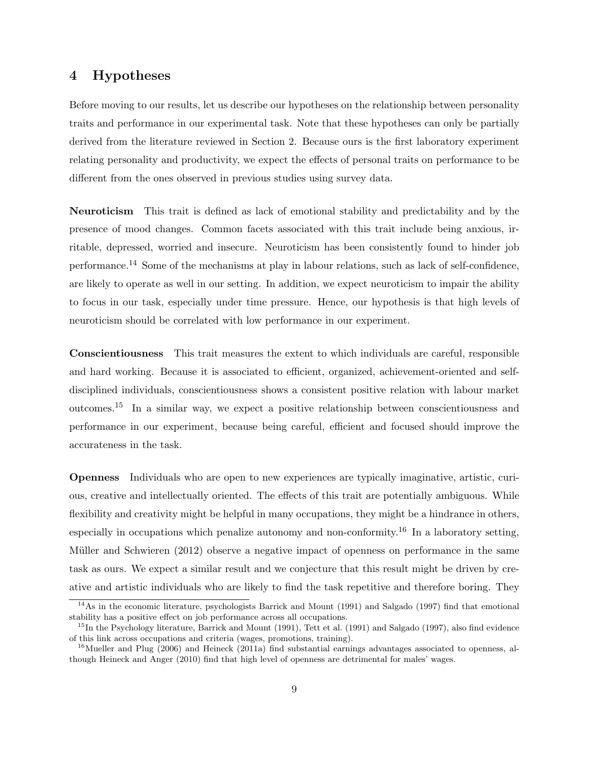## 4 Hypotheses

Before moving to our results, let us describe our hypotheses on the relationship between personality traits and performance in our experimental task. Note that these hypotheses can only be partially derived from the literature reviewed in Section 2. Because ours is the first laboratory experiment relating personality and productivity, we expect the effects of personal traits on performance to be different from the ones observed in previous studies using survey data.

**Neuroticism** This trait is defined as lack of emotional stability and predictability and by the presence of mood changes. Common facets associated with this trait include being anxious, irritable, depressed, worried and insecure. Neuroticism has been consistently found to hinder job performance.[14] Some of the mechanisms at play in labour relations, such as lack of self-confidence, are likely to operate as well in our setting. In addition, we expect neuroticism to impair the ability to focus in our task, especially under time pressure. Hence, our hypothesis is that high levels of neuroticism should be correlated with low performance in our experiment.

**Conscientiousness** This trait measures the extent to which individuals are careful, responsible and hard working. Because it is associated to efficient, organized, achievement-oriented and self-disciplined individuals, conscientiousness shows a consistent positive relation with labour market outcomes.[15] In a similar way, we expect a positive relationship between conscientiousness and performance in our experiment, because being careful, efficient and focused should improve the accurateness in the task.

**Openness** Individuals who are open to new experiences are typically imaginative, artistic, curious, creative and intellectually oriented. The effects of this trait are potentially ambiguous. While flexibility and creativity might be helpful in many occupations, they might be a hindrance in others, especially in occupations which penalize autonomy and non-conformity.[16] In a laboratory setting, Müller and Schwieren (2012) observe a negative impact of openness on performance in the same task as ours. We expect a similar result and we conjecture that this result might be driven by creative and artistic individuals who are likely to find the task repetitive and therefore boring. They

[14] As in the economic literature, psychologists Barrick and Mount (1991) and Salgado (1997) find that emotional stability has a positive effect on job performance across all occupations.

[15] In the Psychology literature, Barrick and Mount (1991), Tett et al. (1991) and Salgado (1997), also find evidence of this link across occupations and criteria (wages, promotions, training).

[16] Mueller and Plug (2006) and Heineck (2011a) find substantial earnings advantages associated to openness, although Heineck and Anger (2010) find that high level of openness are detrimental for males' wages.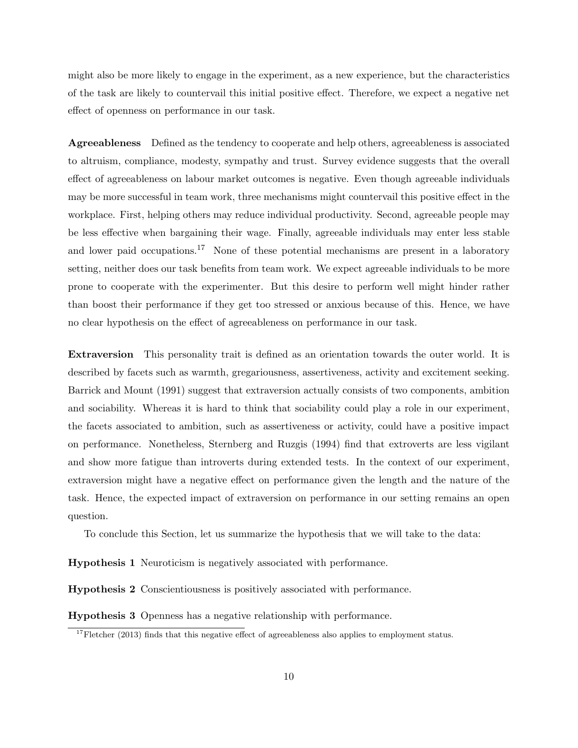might also be more likely to engage in the experiment, as a new experience, but the characteristics of the task are likely to countervail this initial positive effect. Therefore, we expect a negative net effect of openness on performance in our task.

**Agreeableness** Defined as the tendency to cooperate and help others, agreeableness is associated to altruism, compliance, modesty, sympathy and trust. Survey evidence suggests that the overall effect of agreeableness on labour market outcomes is negative. Even though agreeable individuals may be more successful in team work, three mechanisms might countervail this positive effect in the workplace. First, helping others may reduce individual productivity. Second, agreeable people may be less effective when bargaining their wage. Finally, agreeable individuals may enter less stable and lower paid occupations.[17] None of these potential mechanisms are present in a laboratory setting, neither does our task benefits from team work. We expect agreeable individuals to be more prone to cooperate with the experimenter. But this desire to perform well might hinder rather than boost their performance if they get too stressed or anxious because of this. Hence, we have no clear hypothesis on the effect of agreeableness on performance in our task.

**Extraversion** This personality trait is defined as an orientation towards the outer world. It is described by facets such as warmth, gregariousness, assertiveness, activity and excitement seeking. Barrick and Mount (1991) suggest that extraversion actually consists of two components, ambition and sociability. Whereas it is hard to think that sociability could play a role in our experiment, the facets associated to ambition, such as assertiveness or activity, could have a positive impact on performance. Nonetheless, Sternberg and Ruzgis (1994) find that extroverts are less vigilant and show more fatigue than introverts during extended tests. In the context of our experiment, extraversion might have a negative effect on performance given the length and the nature of the task. Hence, the expected impact of extraversion on performance in our setting remains an open question.

To conclude this Section, let us summarize the hypothesis that we will take to the data:

**Hypothesis 1** Neuroticism is negatively associated with performance.

**Hypothesis 2** Conscientiousness is positively associated with performance.

**Hypothesis 3** Openness has a negative relationship with performance.

[17] Fletcher (2013) finds that this negative effect of agreeableness also applies to employment status.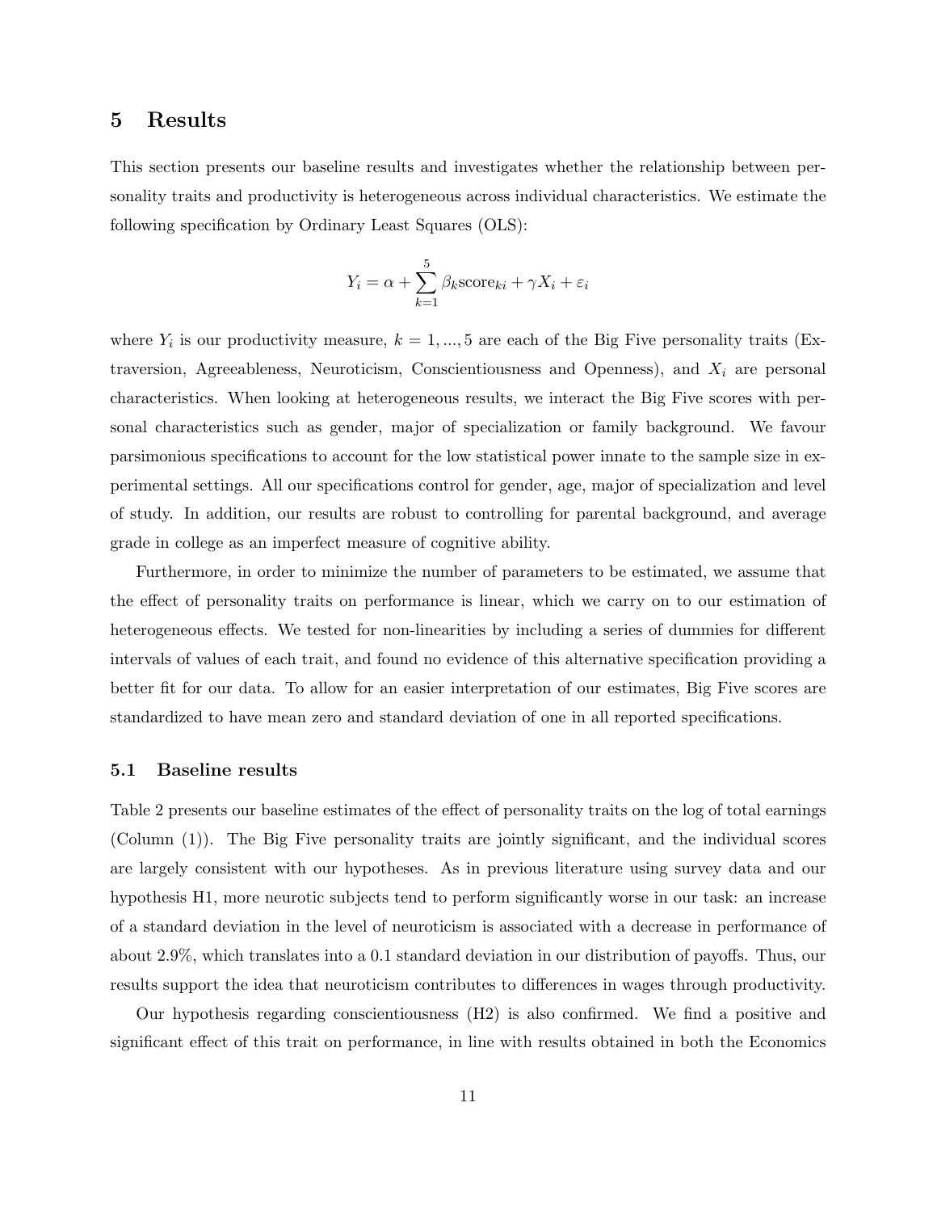## 5 Results

This section presents our baseline results and investigates whether the relationship between personality traits and productivity is heterogeneous across individual characteristics. We estimate the following specification by Ordinary Least Squares (OLS):

$$Y_i = \alpha + \sum_{k=1}^{5} \beta_k \text{score}_{ki} + \gamma X_i + \varepsilon_i$$

where $Y_i$ is our productivity measure, $k = 1, ..., 5$ are each of the Big Five personality traits (Extraversion, Agreeableness, Neuroticism, Conscientiousness and Openness), and $X_i$ are personal characteristics. When looking at heterogeneous results, we interact the Big Five scores with personal characteristics such as gender, major of specialization or family background. We favour parsimonious specifications to account for the low statistical power innate to the sample size in experimental settings. All our specifications control for gender, age, major of specialization and level of study. In addition, our results are robust to controlling for parental background, and average grade in college as an imperfect measure of cognitive ability.

Furthermore, in order to minimize the number of parameters to be estimated, we assume that the effect of personality traits on performance is linear, which we carry on to our estimation of heterogeneous effects. We tested for non-linearities by including a series of dummies for different intervals of values of each trait, and found no evidence of this alternative specification providing a better fit for our data. To allow for an easier interpretation of our estimates, Big Five scores are standardized to have mean zero and standard deviation of one in all reported specifications.

### 5.1 Baseline results

Table 2 presents our baseline estimates of the effect of personality traits on the log of total earnings (Column (1)). The Big Five personality traits are jointly significant, and the individual scores are largely consistent with our hypotheses. As in previous literature using survey data and our hypothesis H1, more neurotic subjects tend to perform significantly worse in our task: an increase of a standard deviation in the level of neuroticism is associated with a decrease in performance of about 2.9%, which translates into a 0.1 standard deviation in our distribution of payoffs. Thus, our results support the idea that neuroticism contributes to differences in wages through productivity.

Our hypothesis regarding conscientiousness (H2) is also confirmed. We find a positive and significant effect of this trait on performance, in line with results obtained in both the Economics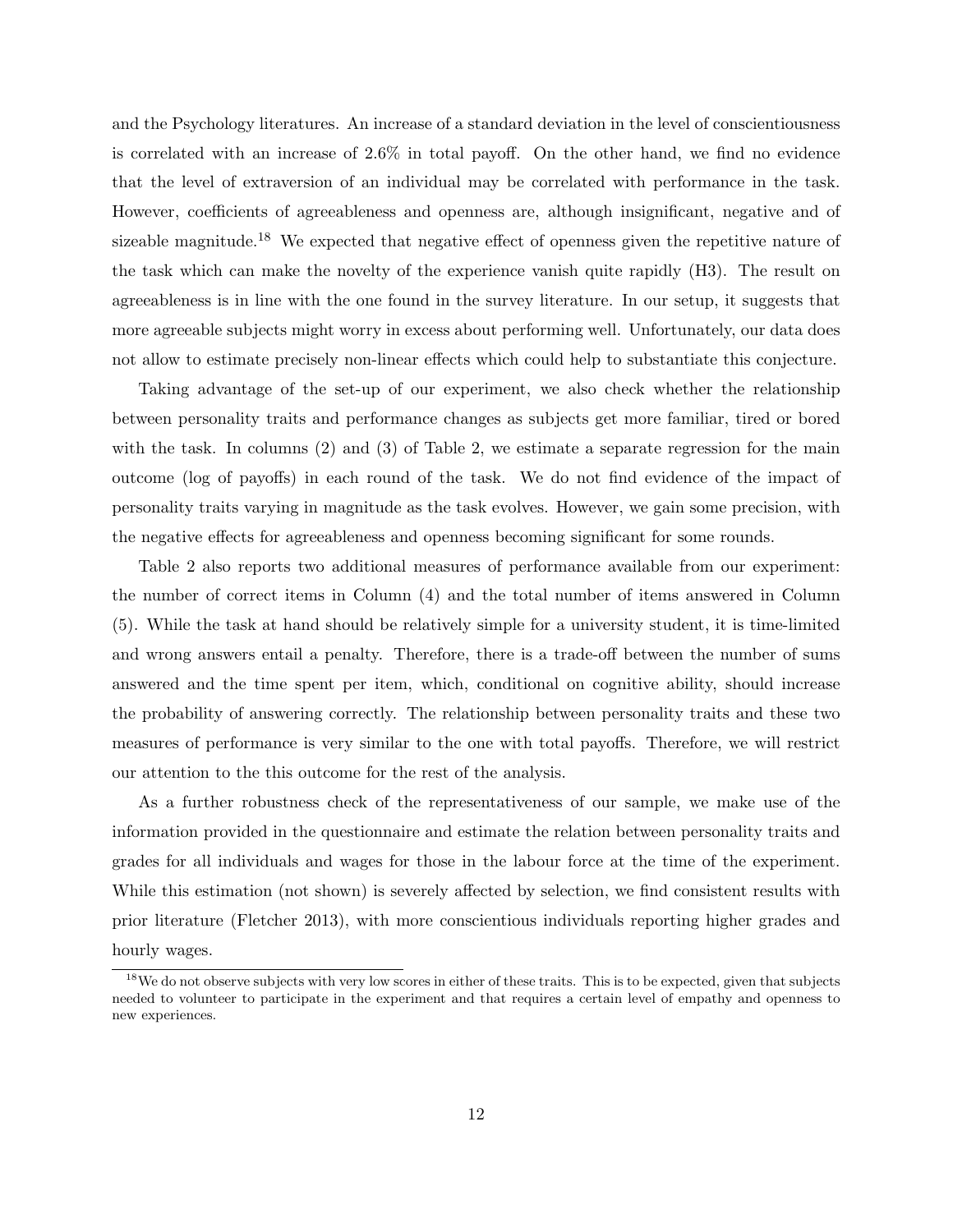and the Psychology literatures. An increase of a standard deviation in the level of conscientiousness is correlated with an increase of 2.6% in total payoff. On the other hand, we find no evidence that the level of extraversion of an individual may be correlated with performance in the task. However, coefficients of agreeableness and openness are, although insignificant, negative and of sizeable magnitude.[18] We expected that negative effect of openness given the repetitive nature of the task which can make the novelty of the experience vanish quite rapidly (H3). The result on agreeableness is in line with the one found in the survey literature. In our setup, it suggests that more agreeable subjects might worry in excess about performing well. Unfortunately, our data does not allow to estimate precisely non-linear effects which could help to substantiate this conjecture.

Taking advantage of the set-up of our experiment, we also check whether the relationship between personality traits and performance changes as subjects get more familiar, tired or bored with the task. In columns (2) and (3) of Table 2, we estimate a separate regression for the main outcome (log of payoffs) in each round of the task. We do not find evidence of the impact of personality traits varying in magnitude as the task evolves. However, we gain some precision, with the negative effects for agreeableness and openness becoming significant for some rounds.

Table 2 also reports two additional measures of performance available from our experiment: the number of correct items in Column (4) and the total number of items answered in Column (5). While the task at hand should be relatively simple for a university student, it is time-limited and wrong answers entail a penalty. Therefore, there is a trade-off between the number of sums answered and the time spent per item, which, conditional on cognitive ability, should increase the probability of answering correctly. The relationship between personality traits and these two measures of performance is very similar to the one with total payoffs. Therefore, we will restrict our attention to the this outcome for the rest of the analysis.

As a further robustness check of the representativeness of our sample, we make use of the information provided in the questionnaire and estimate the relation between personality traits and grades for all individuals and wages for those in the labour force at the time of the experiment. While this estimation (not shown) is severely affected by selection, we find consistent results with prior literature (Fletcher 2013), with more conscientious individuals reporting higher grades and hourly wages.

[18] We do not observe subjects with very low scores in either of these traits. This is to be expected, given that subjects needed to volunteer to participate in the experiment and that requires a certain level of empathy and openness to new experiences.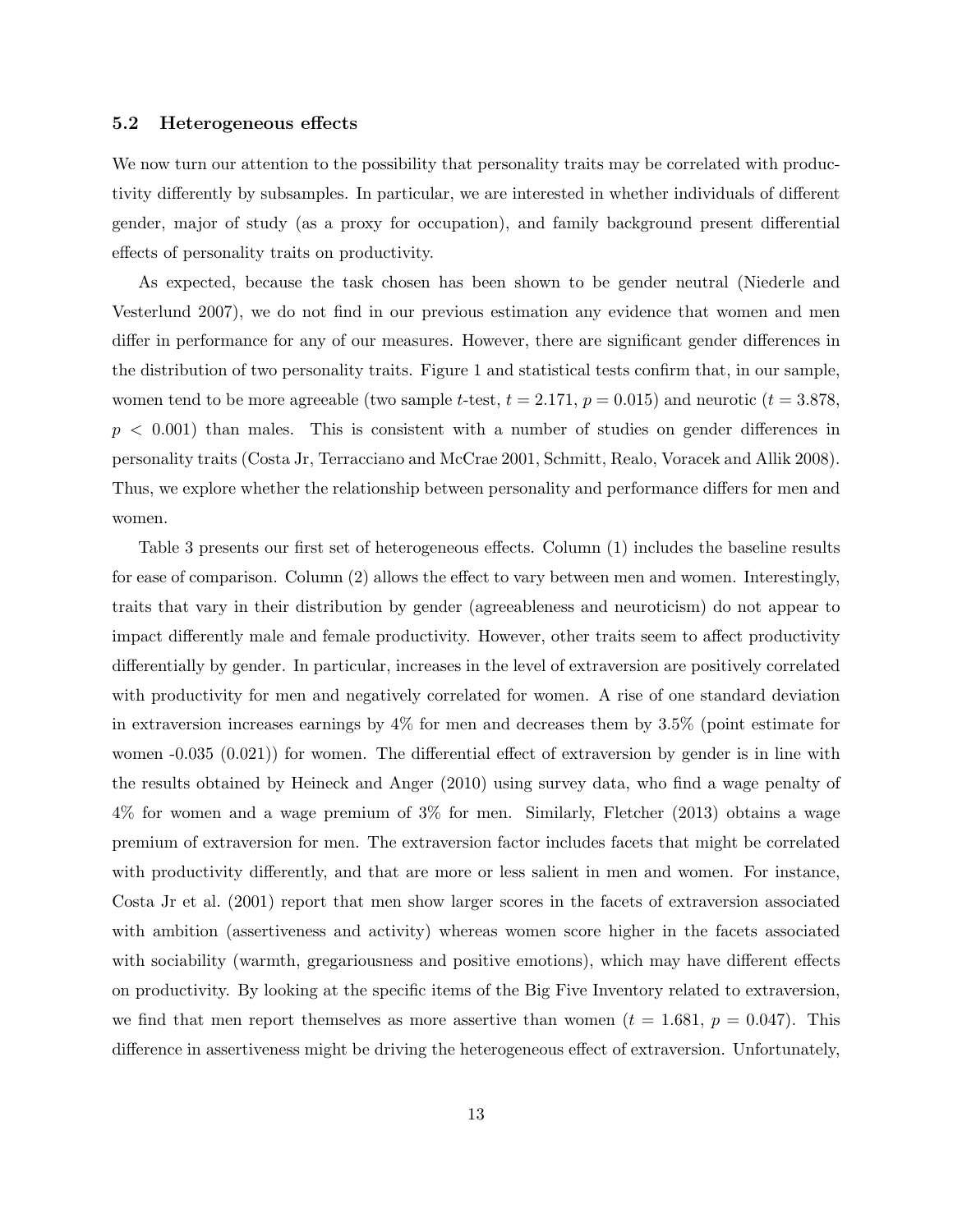### 5.2 Heterogeneous effects

We now turn our attention to the possibility that personality traits may be correlated with productivity differently by subsamples. In particular, we are interested in whether individuals of different gender, major of study (as a proxy for occupation), and family background present differential effects of personality traits on productivity.

As expected, because the task chosen has been shown to be gender neutral (Niederle and Vesterlund 2007), we do not find in our previous estimation any evidence that women and men differ in performance for any of our measures. However, there are significant gender differences in the distribution of two personality traits. Figure 1 and statistical tests confirm that, in our sample, women tend to be more agreeable (two sample $t$-test, $t = 2.171$, $p = 0.015$) and neurotic ($t = 3.878$, $p < 0.001$) than males. This is consistent with a number of studies on gender differences in personality traits (Costa Jr, Terracciano and McCrae 2001, Schmitt, Realo, Voracek and Allik 2008). Thus, we explore whether the relationship between personality and performance differs for men and women.

Table 3 presents our first set of heterogeneous effects. Column (1) includes the baseline results for ease of comparison. Column (2) allows the effect to vary between men and women. Interestingly, traits that vary in their distribution by gender (agreeableness and neuroticism) do not appear to impact differently male and female productivity. However, other traits seem to affect productivity differentially by gender. In particular, increases in the level of extraversion are positively correlated with productivity for men and negatively correlated for women. A rise of one standard deviation in extraversion increases earnings by 4% for men and decreases them by 3.5% (point estimate for women -0.035 (0.021)) for women. The differential effect of extraversion by gender is in line with the results obtained by Heineck and Anger (2010) using survey data, who find a wage penalty of 4% for women and a wage premium of 3% for men. Similarly, Fletcher (2013) obtains a wage premium of extraversion for men. The extraversion factor includes facets that might be correlated with productivity differently, and that are more or less salient in men and women. For instance, Costa Jr et al. (2001) report that men show larger scores in the facets of extraversion associated with ambition (assertiveness and activity) whereas women score higher in the facets associated with sociability (warmth, gregariousness and positive emotions), which may have different effects on productivity. By looking at the specific items of the Big Five Inventory related to extraversion, we find that men report themselves as more assertive than women ($t = 1.681$, $p = 0.047$). This difference in assertiveness might be driving the heterogeneous effect of extraversion. Unfortunately,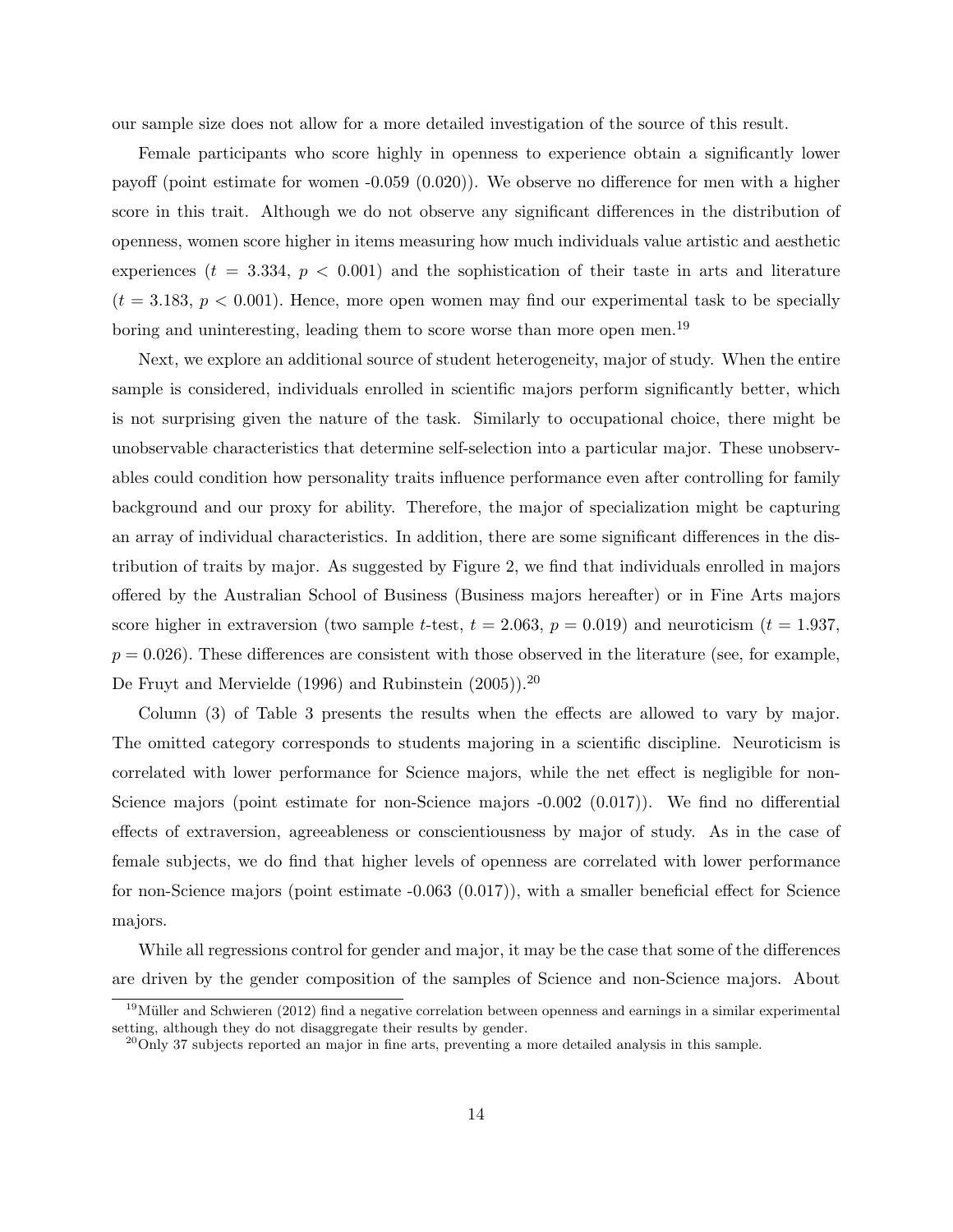our sample size does not allow for a more detailed investigation of the source of this result.

Female participants who score highly in openness to experience obtain a significantly lower payoff (point estimate for women -0.059 (0.020)). We observe no difference for men with a higher score in this trait. Although we do not observe any significant differences in the distribution of openness, women score higher in items measuring how much individuals value artistic and aesthetic experiences ($t = 3.334$, $p < 0.001$) and the sophistication of their taste in arts and literature ($t = 3.183$, $p < 0.001$). Hence, more open women may find our experimental task to be specially boring and uninteresting, leading them to score worse than more open men.[19]

Next, we explore an additional source of student heterogeneity, major of study. When the entire sample is considered, individuals enrolled in scientific majors perform significantly better, which is not surprising given the nature of the task. Similarly to occupational choice, there might be unobservable characteristics that determine self-selection into a particular major. These unobservables could condition how personality traits influence performance even after controlling for family background and our proxy for ability. Therefore, the major of specialization might be capturing an array of individual characteristics. In addition, there are some significant differences in the distribution of traits by major. As suggested by Figure 2, we find that individuals enrolled in majors offered by the Australian School of Business (Business majors hereafter) or in Fine Arts majors score higher in extraversion (two sample $t$-test, $t = 2.063$, $p = 0.019$) and neuroticism ($t = 1.937$, $p = 0.026$). These differences are consistent with those observed in the literature (see, for example, De Fruyt and Mervielde (1996) and Rubinstein (2005)).[20]

Column (3) of Table 3 presents the results when the effects are allowed to vary by major. The omitted category corresponds to students majoring in a scientific discipline. Neuroticism is correlated with lower performance for Science majors, while the net effect is negligible for non-Science majors (point estimate for non-Science majors -0.002 (0.017)). We find no differential effects of extraversion, agreeableness or conscientiousness by major of study. As in the case of female subjects, we do find that higher levels of openness are correlated with lower performance for non-Science majors (point estimate -0.063 (0.017)), with a smaller beneficial effect for Science majors.

While all regressions control for gender and major, it may be the case that some of the differences are driven by the gender composition of the samples of Science and non-Science majors. About

[19] Müller and Schwieren (2012) find a negative correlation between openness and earnings in a similar experimental setting, although they do not disaggregate their results by gender.

[20] Only 37 subjects reported an major in fine arts, preventing a more detailed analysis in this sample.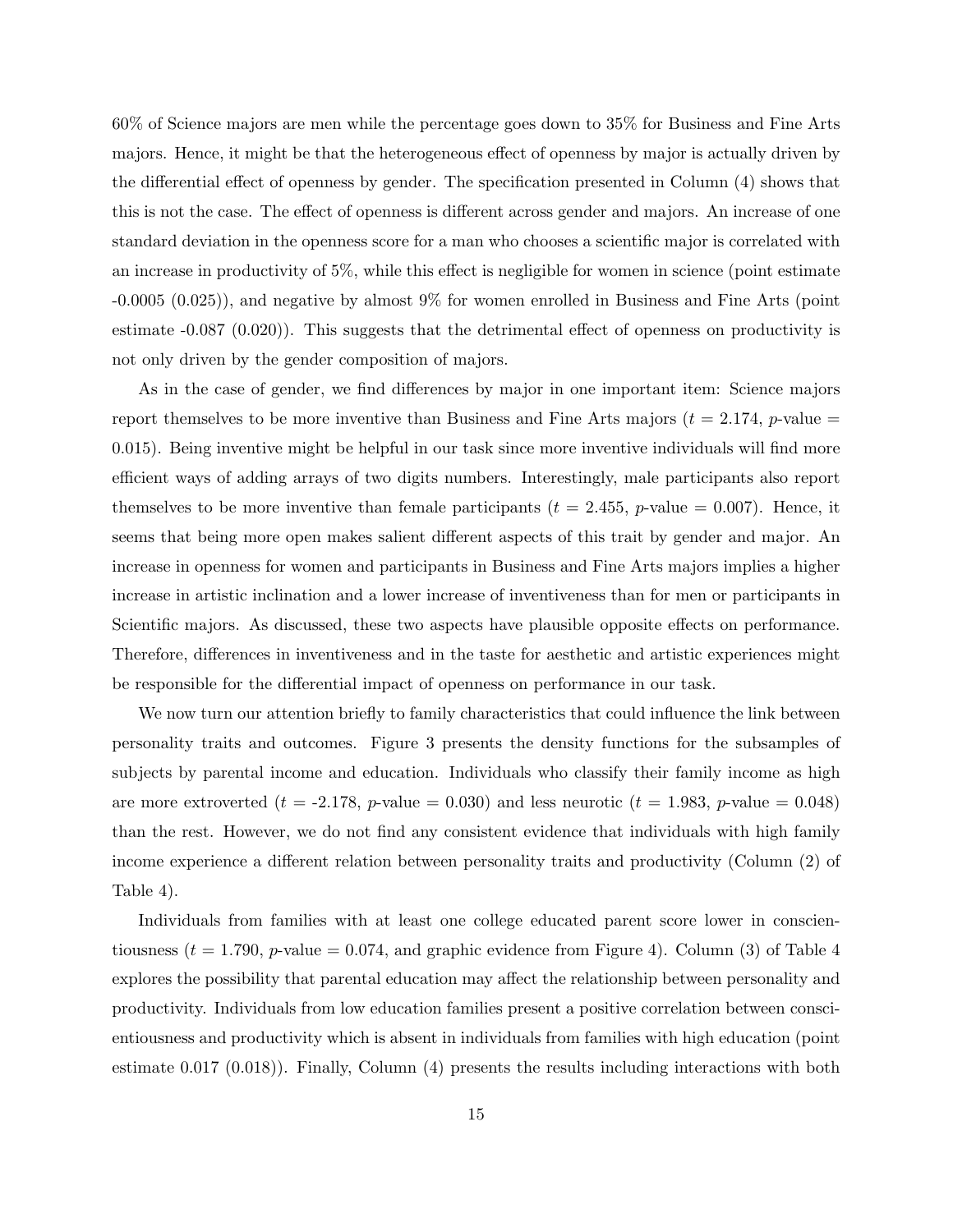60% of Science majors are men while the percentage goes down to 35% for Business and Fine Arts majors. Hence, it might be that the heterogeneous effect of openness by major is actually driven by the differential effect of openness by gender. The specification presented in Column (4) shows that this is not the case. The effect of openness is different across gender and majors. An increase of one standard deviation in the openness score for a man who chooses a scientific major is correlated with an increase in productivity of 5%, while this effect is negligible for women in science (point estimate -0.0005 (0.025)), and negative by almost 9% for women enrolled in Business and Fine Arts (point estimate -0.087 (0.020)). This suggests that the detrimental effect of openness on productivity is not only driven by the gender composition of majors.

As in the case of gender, we find differences by major in one important item: Science majors report themselves to be more inventive than Business and Fine Arts majors ($t$ = 2.174, $p$-value = 0.015). Being inventive might be helpful in our task since more inventive individuals will find more efficient ways of adding arrays of two digits numbers. Interestingly, male participants also report themselves to be more inventive than female participants ($t$ = 2.455, $p$-value = 0.007). Hence, it seems that being more open makes salient different aspects of this trait by gender and major. An increase in openness for women and participants in Business and Fine Arts majors implies a higher increase in artistic inclination and a lower increase of inventiveness than for men or participants in Scientific majors. As discussed, these two aspects have plausible opposite effects on performance. Therefore, differences in inventiveness and in the taste for aesthetic and artistic experiences might be responsible for the differential impact of openness on performance in our task.

We now turn our attention briefly to family characteristics that could influence the link between personality traits and outcomes. Figure 3 presents the density functions for the subsamples of subjects by parental income and education. Individuals who classify their family income as high are more extroverted ($t$ = -2.178, $p$-value = 0.030) and less neurotic ($t$ = 1.983, $p$-value = 0.048) than the rest. However, we do not find any consistent evidence that individuals with high family income experience a different relation between personality traits and productivity (Column (2) of Table 4).

Individuals from families with at least one college educated parent score lower in conscientiousness ($t$ = 1.790, $p$-value = 0.074, and graphic evidence from Figure 4). Column (3) of Table 4 explores the possibility that parental education may affect the relationship between personality and productivity. Individuals from low education families present a positive correlation between conscientiousness and productivity which is absent in individuals from families with high education (point estimate 0.017 (0.018)). Finally, Column (4) presents the results including interactions with both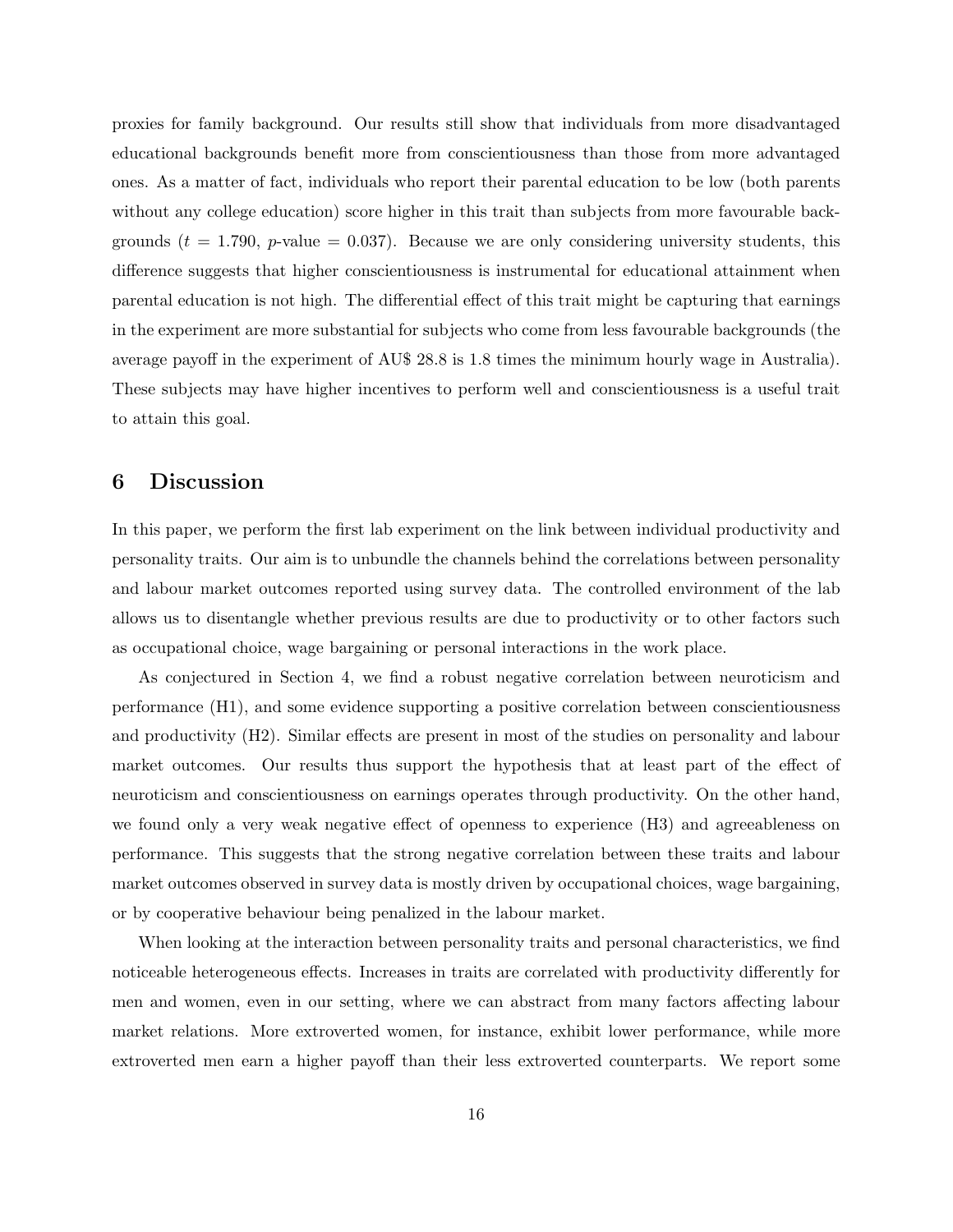proxies for family background. Our results still show that individuals from more disadvantaged educational backgrounds benefit more from conscientiousness than those from more advantaged ones. As a matter of fact, individuals who report their parental education to be low (both parents without any college education) score higher in this trait than subjects from more favourable backgrounds ($t$ = 1.790, $p$-value = 0.037). Because we are only considering university students, this difference suggests that higher conscientiousness is instrumental for educational attainment when parental education is not high. The differential effect of this trait might be capturing that earnings in the experiment are more substantial for subjects who come from less favourable backgrounds (the average payoff in the experiment of AU$ 28.8 is 1.8 times the minimum hourly wage in Australia). These subjects may have higher incentives to perform well and conscientiousness is a useful trait to attain this goal.

## 6 Discussion

In this paper, we perform the first lab experiment on the link between individual productivity and personality traits. Our aim is to unbundle the channels behind the correlations between personality and labour market outcomes reported using survey data. The controlled environment of the lab allows us to disentangle whether previous results are due to productivity or to other factors such as occupational choice, wage bargaining or personal interactions in the work place.

As conjectured in Section 4, we find a robust negative correlation between neuroticism and performance (H1), and some evidence supporting a positive correlation between conscientiousness and productivity (H2). Similar effects are present in most of the studies on personality and labour market outcomes. Our results thus support the hypothesis that at least part of the effect of neuroticism and conscientiousness on earnings operates through productivity. On the other hand, we found only a very weak negative effect of openness to experience (H3) and agreeableness on performance. This suggests that the strong negative correlation between these traits and labour market outcomes observed in survey data is mostly driven by occupational choices, wage bargaining, or by cooperative behaviour being penalized in the labour market.

When looking at the interaction between personality traits and personal characteristics, we find noticeable heterogeneous effects. Increases in traits are correlated with productivity differently for men and women, even in our setting, where we can abstract from many factors affecting labour market relations. More extroverted women, for instance, exhibit lower performance, while more extroverted men earn a higher payoff than their less extroverted counterparts. We report some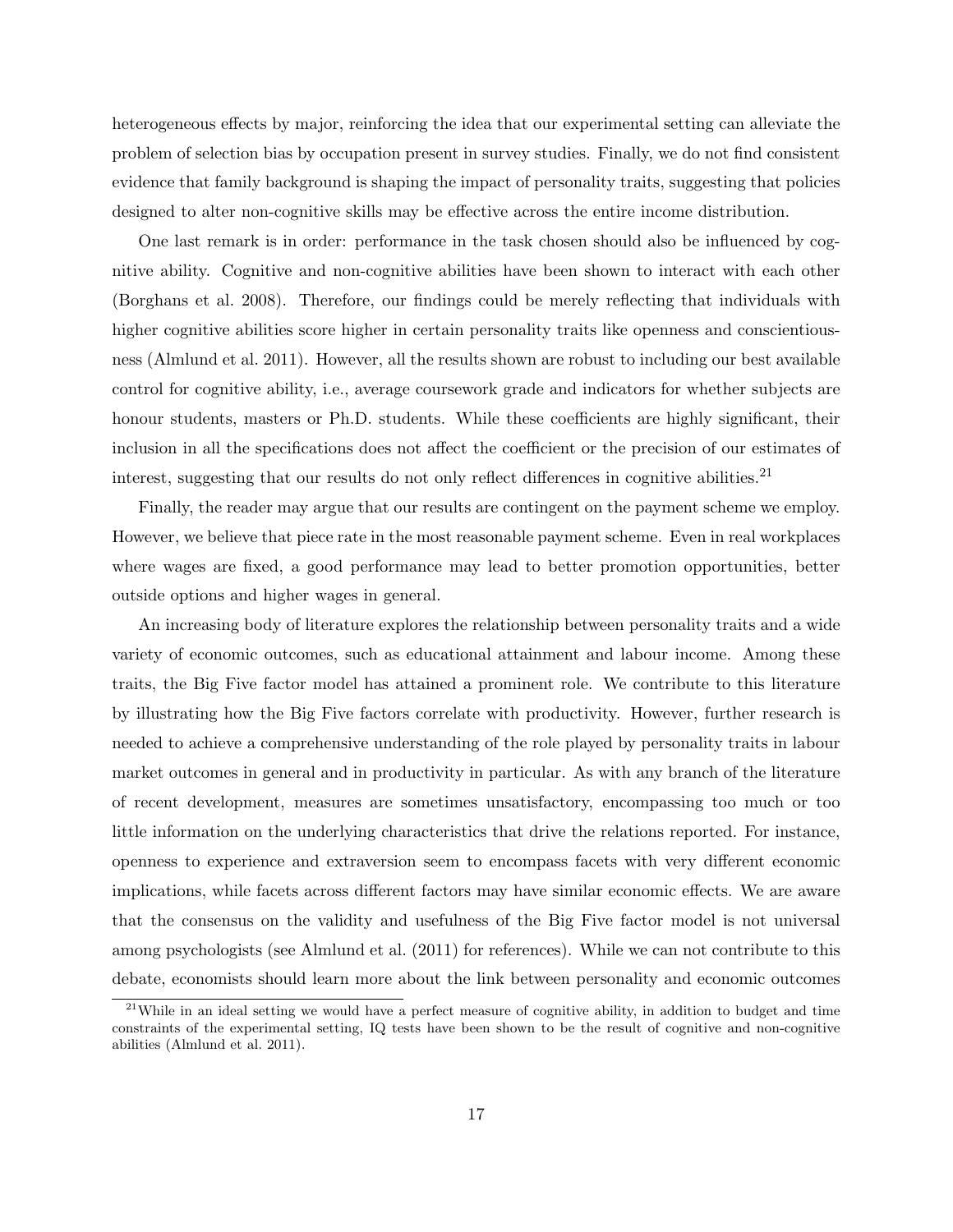heterogeneous effects by major, reinforcing the idea that our experimental setting can alleviate the problem of selection bias by occupation present in survey studies. Finally, we do not find consistent evidence that family background is shaping the impact of personality traits, suggesting that policies designed to alter non-cognitive skills may be effective across the entire income distribution.

One last remark is in order: performance in the task chosen should also be influenced by cognitive ability. Cognitive and non-cognitive abilities have been shown to interact with each other (Borghans et al. 2008). Therefore, our findings could be merely reflecting that individuals with higher cognitive abilities score higher in certain personality traits like openness and conscientiousness (Almlund et al. 2011). However, all the results shown are robust to including our best available control for cognitive ability, i.e., average coursework grade and indicators for whether subjects are honour students, masters or Ph.D. students. While these coefficients are highly significant, their inclusion in all the specifications does not affect the coefficient or the precision of our estimates of interest, suggesting that our results do not only reflect differences in cognitive abilities.[21]

Finally, the reader may argue that our results are contingent on the payment scheme we employ. However, we believe that piece rate in the most reasonable payment scheme. Even in real workplaces where wages are fixed, a good performance may lead to better promotion opportunities, better outside options and higher wages in general.

An increasing body of literature explores the relationship between personality traits and a wide variety of economic outcomes, such as educational attainment and labour income. Among these traits, the Big Five factor model has attained a prominent role. We contribute to this literature by illustrating how the Big Five factors correlate with productivity. However, further research is needed to achieve a comprehensive understanding of the role played by personality traits in labour market outcomes in general and in productivity in particular. As with any branch of the literature of recent development, measures are sometimes unsatisfactory, encompassing too much or too little information on the underlying characteristics that drive the relations reported. For instance, openness to experience and extraversion seem to encompass facets with very different economic implications, while facets across different factors may have similar economic effects. We are aware that the consensus on the validity and usefulness of the Big Five factor model is not universal among psychologists (see Almlund et al. (2011) for references). While we can not contribute to this debate, economists should learn more about the link between personality and economic outcomes

[21] While in an ideal setting we would have a perfect measure of cognitive ability, in addition to budget and time constraints of the experimental setting, IQ tests have been shown to be the result of cognitive and non-cognitive abilities (Almlund et al. 2011).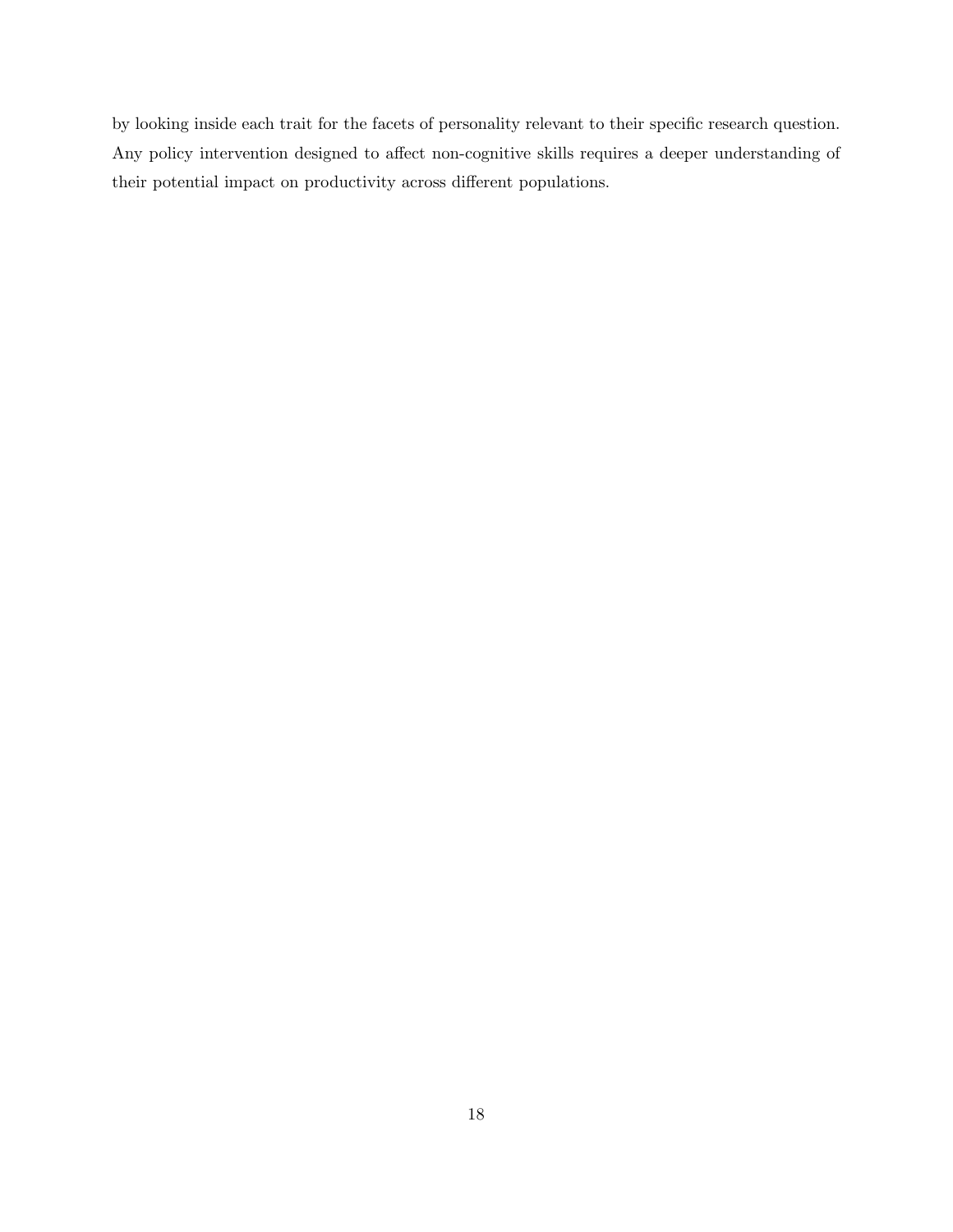by looking inside each trait for the facets of personality relevant to their specific research question. Any policy intervention designed to affect non-cognitive skills requires a deeper understanding of their potential impact on productivity across different populations.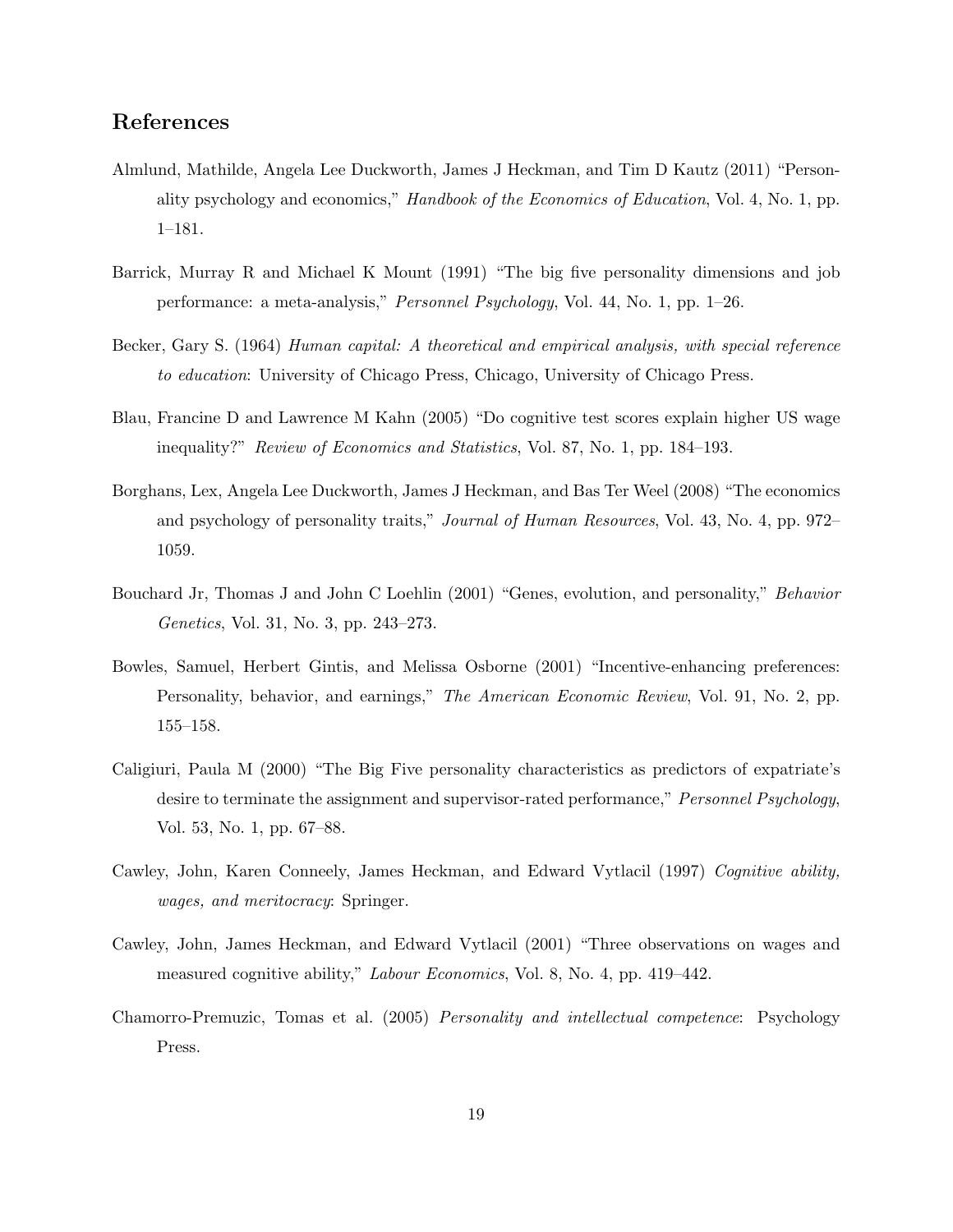## References

Almlund, Mathilde, Angela Lee Duckworth, James J Heckman, and Tim D Kautz (2011) "Personality psychology and economics," *Handbook of the Economics of Education*, Vol. 4, No. 1, pp. 1–181.

Barrick, Murray R and Michael K Mount (1991) "The big five personality dimensions and job performance: a meta-analysis," *Personnel Psychology*, Vol. 44, No. 1, pp. 1–26.

Becker, Gary S. (1964) *Human capital: A theoretical and empirical analysis, with special reference to education*: University of Chicago Press, Chicago, University of Chicago Press.

Blau, Francine D and Lawrence M Kahn (2005) "Do cognitive test scores explain higher US wage inequality?" *Review of Economics and Statistics*, Vol. 87, No. 1, pp. 184–193.

Borghans, Lex, Angela Lee Duckworth, James J Heckman, and Bas Ter Weel (2008) "The economics and psychology of personality traits," *Journal of Human Resources*, Vol. 43, No. 4, pp. 972–1059.

Bouchard Jr, Thomas J and John C Loehlin (2001) "Genes, evolution, and personality," *Behavior Genetics*, Vol. 31, No. 3, pp. 243–273.

Bowles, Samuel, Herbert Gintis, and Melissa Osborne (2001) "Incentive-enhancing preferences: Personality, behavior, and earnings," *The American Economic Review*, Vol. 91, No. 2, pp. 155–158.

Caligiuri, Paula M (2000) "The Big Five personality characteristics as predictors of expatriate's desire to terminate the assignment and supervisor-rated performance," *Personnel Psychology*, Vol. 53, No. 1, pp. 67–88.

Cawley, John, Karen Conneely, James Heckman, and Edward Vytlacil (1997) *Cognitive ability, wages, and meritocracy*: Springer.

Cawley, John, James Heckman, and Edward Vytlacil (2001) "Three observations on wages and measured cognitive ability," *Labour Economics*, Vol. 8, No. 4, pp. 419–442.

Chamorro-Premuzic, Tomas et al. (2005) *Personality and intellectual competence*: Psychology Press.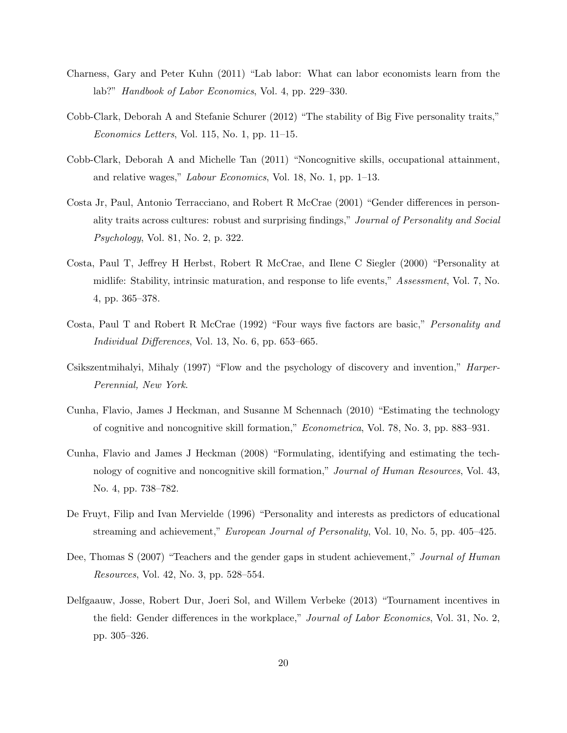Charness, Gary and Peter Kuhn (2011) "Lab labor: What can labor economists learn from the lab?" *Handbook of Labor Economics*, Vol. 4, pp. 229–330.

Cobb-Clark, Deborah A and Stefanie Schurer (2012) "The stability of Big Five personality traits," *Economics Letters*, Vol. 115, No. 1, pp. 11–15.

Cobb-Clark, Deborah A and Michelle Tan (2011) "Noncognitive skills, occupational attainment, and relative wages," *Labour Economics*, Vol. 18, No. 1, pp. 1–13.

Costa Jr, Paul, Antonio Terracciano, and Robert R McCrae (2001) "Gender differences in personality traits across cultures: robust and surprising findings," *Journal of Personality and Social Psychology*, Vol. 81, No. 2, p. 322.

Costa, Paul T, Jeffrey H Herbst, Robert R McCrae, and Ilene C Siegler (2000) "Personality at midlife: Stability, intrinsic maturation, and response to life events," *Assessment*, Vol. 7, No. 4, pp. 365–378.

Costa, Paul T and Robert R McCrae (1992) "Four ways five factors are basic," *Personality and Individual Differences*, Vol. 13, No. 6, pp. 653–665.

Csikszentmihalyi, Mihaly (1997) "Flow and the psychology of discovery and invention," *Harper-Perennial, New York*.

Cunha, Flavio, James J Heckman, and Susanne M Schennach (2010) "Estimating the technology of cognitive and noncognitive skill formation," *Econometrica*, Vol. 78, No. 3, pp. 883–931.

Cunha, Flavio and James J Heckman (2008) "Formulating, identifying and estimating the technology of cognitive and noncognitive skill formation," *Journal of Human Resources*, Vol. 43, No. 4, pp. 738–782.

De Fruyt, Filip and Ivan Mervielde (1996) "Personality and interests as predictors of educational streaming and achievement," *European Journal of Personality*, Vol. 10, No. 5, pp. 405–425.

Dee, Thomas S (2007) "Teachers and the gender gaps in student achievement," *Journal of Human Resources*, Vol. 42, No. 3, pp. 528–554.

Delfgaauw, Josse, Robert Dur, Joeri Sol, and Willem Verbeke (2013) "Tournament incentives in the field: Gender differences in the workplace," *Journal of Labor Economics*, Vol. 31, No. 2, pp. 305–326.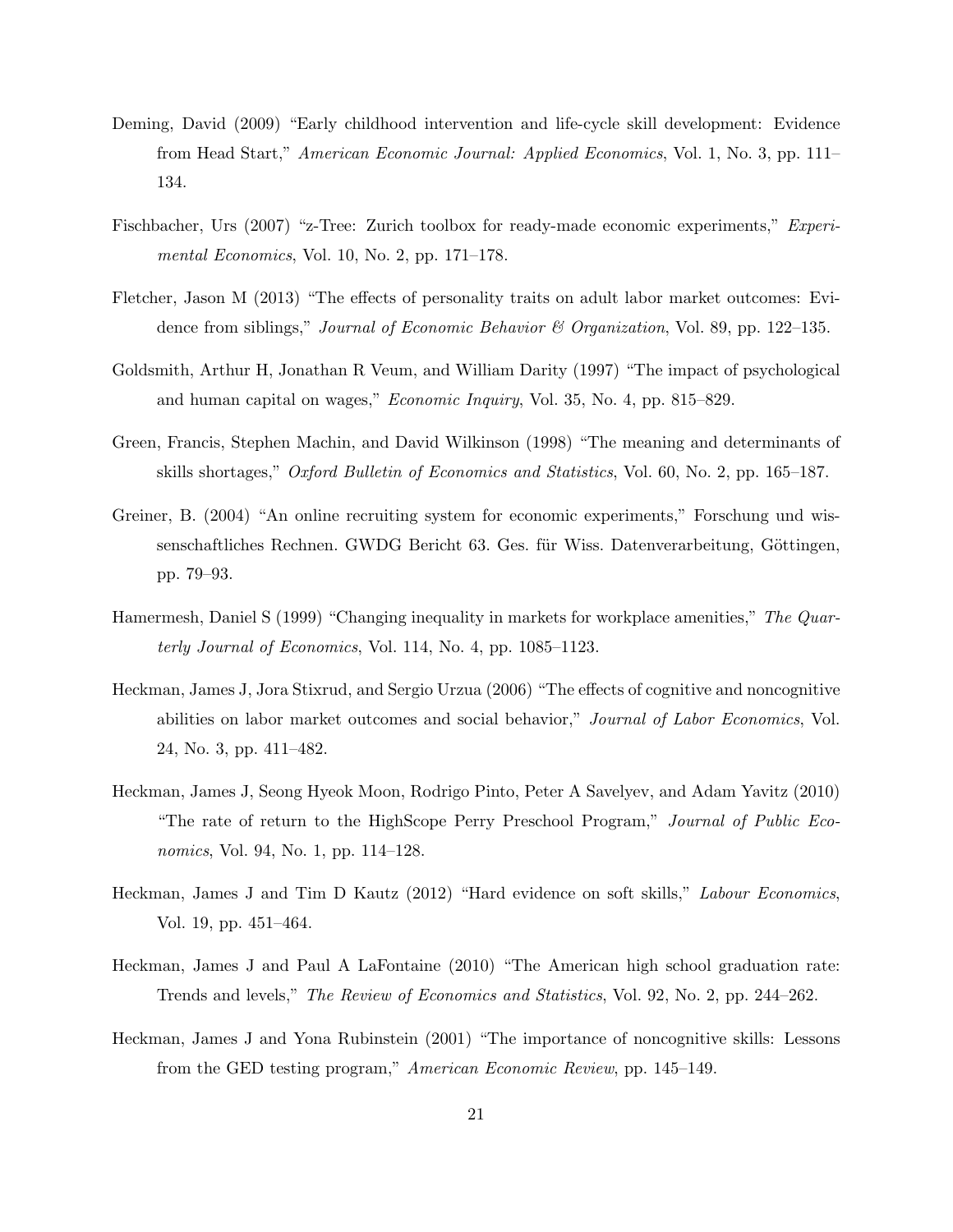Deming, David (2009) "Early childhood intervention and life-cycle skill development: Evidence from Head Start," *American Economic Journal: Applied Economics*, Vol. 1, No. 3, pp. 111–134.

Fischbacher, Urs (2007) "z-Tree: Zurich toolbox for ready-made economic experiments," *Experimental Economics*, Vol. 10, No. 2, pp. 171–178.

Fletcher, Jason M (2013) "The effects of personality traits on adult labor market outcomes: Evidence from siblings," *Journal of Economic Behavior & Organization*, Vol. 89, pp. 122–135.

Goldsmith, Arthur H, Jonathan R Veum, and William Darity (1997) "The impact of psychological and human capital on wages," *Economic Inquiry*, Vol. 35, No. 4, pp. 815–829.

Green, Francis, Stephen Machin, and David Wilkinson (1998) "The meaning and determinants of skills shortages," *Oxford Bulletin of Economics and Statistics*, Vol. 60, No. 2, pp. 165–187.

Greiner, B. (2004) "An online recruiting system for economic experiments," Forschung und wissenschaftliches Rechnen. GWDG Bericht 63. Ges. für Wiss. Datenverarbeitung, Göttingen, pp. 79–93.

Hamermesh, Daniel S (1999) "Changing inequality in markets for workplace amenities," *The Quarterly Journal of Economics*, Vol. 114, No. 4, pp. 1085–1123.

Heckman, James J, Jora Stixrud, and Sergio Urzua (2006) "The effects of cognitive and noncognitive abilities on labor market outcomes and social behavior," *Journal of Labor Economics*, Vol. 24, No. 3, pp. 411–482.

Heckman, James J, Seong Hyeok Moon, Rodrigo Pinto, Peter A Savelyev, and Adam Yavitz (2010) "The rate of return to the HighScope Perry Preschool Program," *Journal of Public Economics*, Vol. 94, No. 1, pp. 114–128.

Heckman, James J and Tim D Kautz (2012) "Hard evidence on soft skills," *Labour Economics*, Vol. 19, pp. 451–464.

Heckman, James J and Paul A LaFontaine (2010) "The American high school graduation rate: Trends and levels," *The Review of Economics and Statistics*, Vol. 92, No. 2, pp. 244–262.

Heckman, James J and Yona Rubinstein (2001) "The importance of noncognitive skills: Lessons from the GED testing program," *American Economic Review*, pp. 145–149.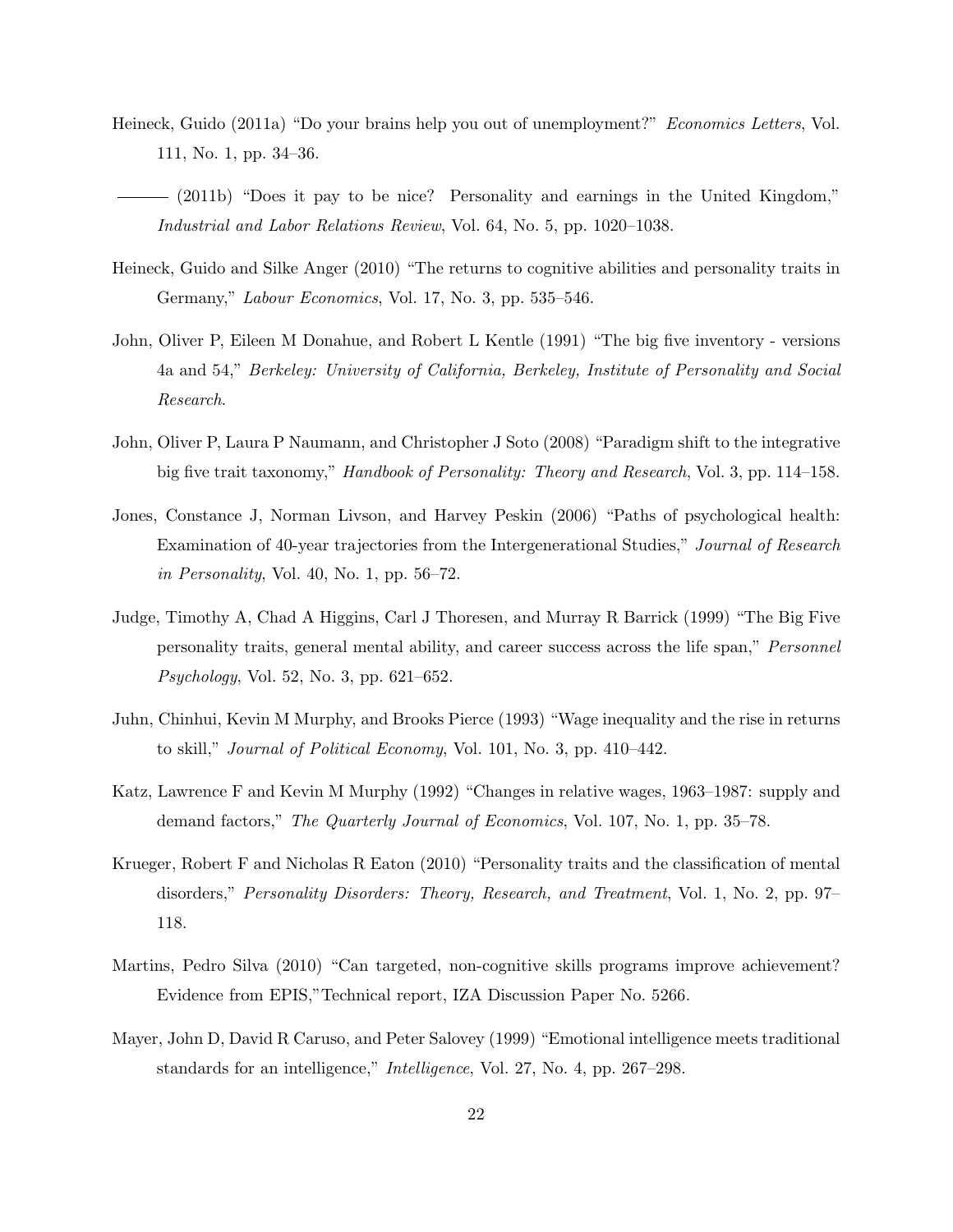Heineck, Guido (2011a) "Do your brains help you out of unemployment?" *Economics Letters*, Vol. 111, No. 1, pp. 34–36.

——— (2011b) "Does it pay to be nice? Personality and earnings in the United Kingdom," *Industrial and Labor Relations Review*, Vol. 64, No. 5, pp. 1020–1038.

Heineck, Guido and Silke Anger (2010) "The returns to cognitive abilities and personality traits in Germany," *Labour Economics*, Vol. 17, No. 3, pp. 535–546.

John, Oliver P, Eileen M Donahue, and Robert L Kentle (1991) "The big five inventory - versions 4a and 54," *Berkeley: University of California, Berkeley, Institute of Personality and Social Research*.

John, Oliver P, Laura P Naumann, and Christopher J Soto (2008) "Paradigm shift to the integrative big five trait taxonomy," *Handbook of Personality: Theory and Research*, Vol. 3, pp. 114–158.

Jones, Constance J, Norman Livson, and Harvey Peskin (2006) "Paths of psychological health: Examination of 40-year trajectories from the Intergenerational Studies," *Journal of Research in Personality*, Vol. 40, No. 1, pp. 56–72.

Judge, Timothy A, Chad A Higgins, Carl J Thoresen, and Murray R Barrick (1999) "The Big Five personality traits, general mental ability, and career success across the life span," *Personnel Psychology*, Vol. 52, No. 3, pp. 621–652.

Juhn, Chinhui, Kevin M Murphy, and Brooks Pierce (1993) "Wage inequality and the rise in returns to skill," *Journal of Political Economy*, Vol. 101, No. 3, pp. 410–442.

Katz, Lawrence F and Kevin M Murphy (1992) "Changes in relative wages, 1963–1987: supply and demand factors," *The Quarterly Journal of Economics*, Vol. 107, No. 1, pp. 35–78.

Krueger, Robert F and Nicholas R Eaton (2010) "Personality traits and the classification of mental disorders," *Personality Disorders: Theory, Research, and Treatment*, Vol. 1, No. 2, pp. 97–118.

Martins, Pedro Silva (2010) "Can targeted, non-cognitive skills programs improve achievement? Evidence from EPIS,"Technical report, IZA Discussion Paper No. 5266.

Mayer, John D, David R Caruso, and Peter Salovey (1999) "Emotional intelligence meets traditional standards for an intelligence," *Intelligence*, Vol. 27, No. 4, pp. 267–298.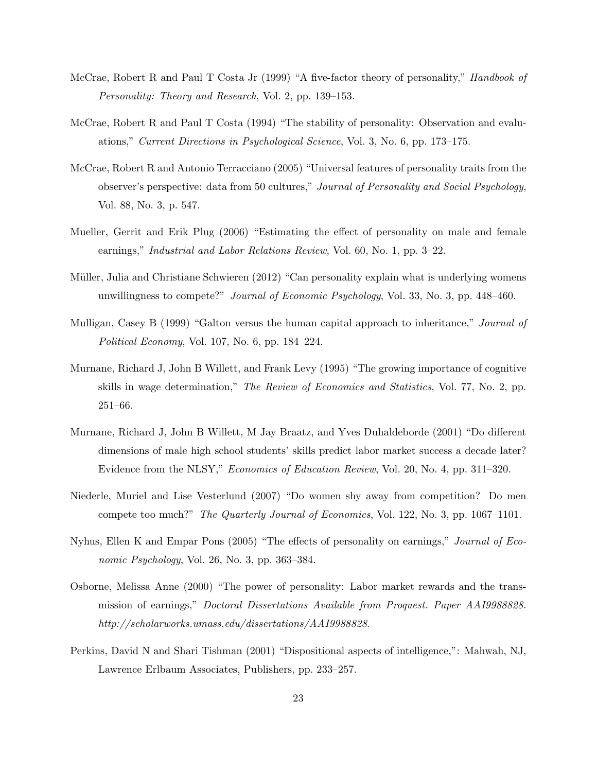McCrae, Robert R and Paul T Costa Jr (1999) "A five-factor theory of personality," *Handbook of Personality: Theory and Research*, Vol. 2, pp. 139–153.

McCrae, Robert R and Paul T Costa (1994) "The stability of personality: Observation and evaluations," *Current Directions in Psychological Science*, Vol. 3, No. 6, pp. 173–175.

McCrae, Robert R and Antonio Terracciano (2005) "Universal features of personality traits from the observer's perspective: data from 50 cultures," *Journal of Personality and Social Psychology*, Vol. 88, No. 3, p. 547.

Mueller, Gerrit and Erik Plug (2006) "Estimating the effect of personality on male and female earnings," *Industrial and Labor Relations Review*, Vol. 60, No. 1, pp. 3–22.

Müller, Julia and Christiane Schwieren (2012) "Can personality explain what is underlying womens unwillingness to compete?" *Journal of Economic Psychology*, Vol. 33, No. 3, pp. 448–460.

Mulligan, Casey B (1999) "Galton versus the human capital approach to inheritance," *Journal of Political Economy*, Vol. 107, No. 6, pp. 184–224.

Murnane, Richard J, John B Willett, and Frank Levy (1995) "The growing importance of cognitive skills in wage determination," *The Review of Economics and Statistics*, Vol. 77, No. 2, pp. 251–66.

Murnane, Richard J, John B Willett, M Jay Braatz, and Yves Duhaldeborde (2001) "Do different dimensions of male high school students' skills predict labor market success a decade later? Evidence from the NLSY," *Economics of Education Review*, Vol. 20, No. 4, pp. 311–320.

Niederle, Muriel and Lise Vesterlund (2007) "Do women shy away from competition? Do men compete too much?" *The Quarterly Journal of Economics*, Vol. 122, No. 3, pp. 1067–1101.

Nyhus, Ellen K and Empar Pons (2005) "The effects of personality on earnings," *Journal of Economic Psychology*, Vol. 26, No. 3, pp. 363–384.

Osborne, Melissa Anne (2000) "The power of personality: Labor market rewards and the transmission of earnings," *Doctoral Dissertations Available from Proquest. Paper AAI9988828. http://scholarworks.umass.edu/dissertations/AAI9988828*.

Perkins, David N and Shari Tishman (2001) "Dispositional aspects of intelligence,": Mahwah, NJ, Lawrence Erlbaum Associates, Publishers, pp. 233–257.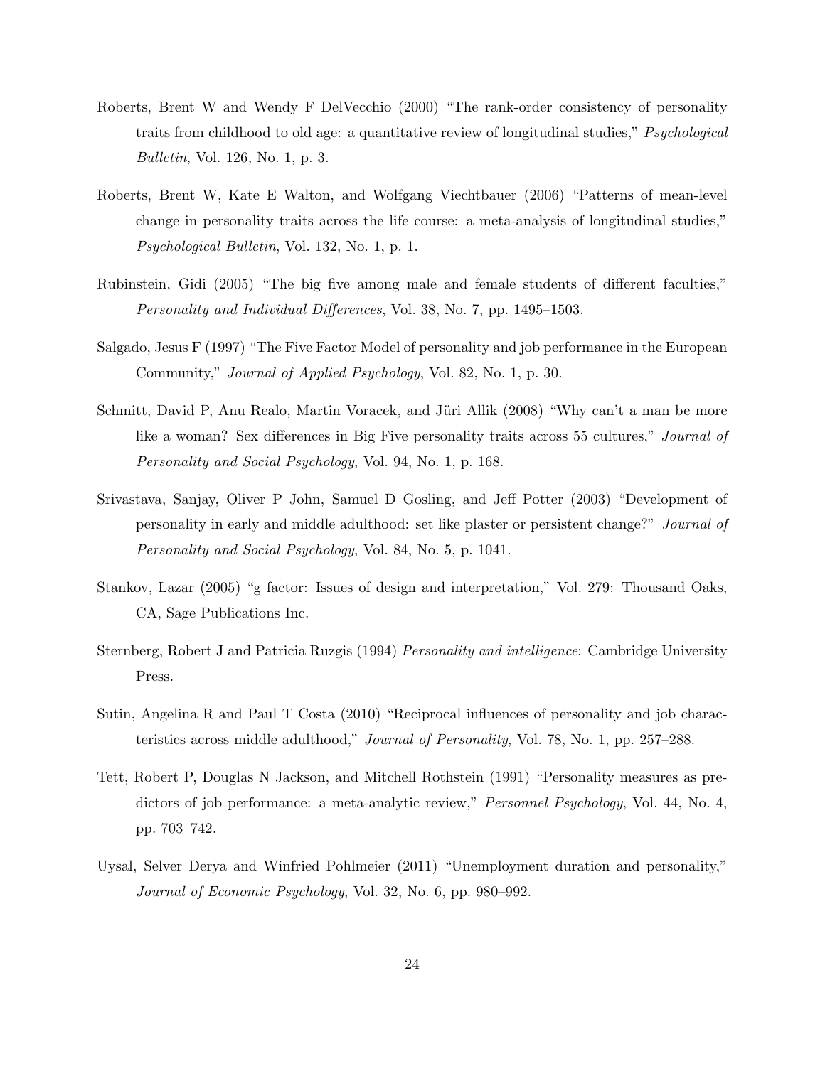Roberts, Brent W and Wendy F DelVecchio (2000) "The rank-order consistency of personality traits from childhood to old age: a quantitative review of longitudinal studies," *Psychological Bulletin*, Vol. 126, No. 1, p. 3.

Roberts, Brent W, Kate E Walton, and Wolfgang Viechtbauer (2006) "Patterns of mean-level change in personality traits across the life course: a meta-analysis of longitudinal studies," *Psychological Bulletin*, Vol. 132, No. 1, p. 1.

Rubinstein, Gidi (2005) "The big five among male and female students of different faculties," *Personality and Individual Differences*, Vol. 38, No. 7, pp. 1495–1503.

Salgado, Jesus F (1997) "The Five Factor Model of personality and job performance in the European Community," *Journal of Applied Psychology*, Vol. 82, No. 1, p. 30.

Schmitt, David P, Anu Realo, Martin Voracek, and Jüri Allik (2008) "Why can't a man be more like a woman? Sex differences in Big Five personality traits across 55 cultures," *Journal of Personality and Social Psychology*, Vol. 94, No. 1, p. 168.

Srivastava, Sanjay, Oliver P John, Samuel D Gosling, and Jeff Potter (2003) "Development of personality in early and middle adulthood: set like plaster or persistent change?" *Journal of Personality and Social Psychology*, Vol. 84, No. 5, p. 1041.

Stankov, Lazar (2005) "g factor: Issues of design and interpretation," Vol. 279: Thousand Oaks, CA, Sage Publications Inc.

Sternberg, Robert J and Patricia Ruzgis (1994) *Personality and intelligence*: Cambridge University Press.

Sutin, Angelina R and Paul T Costa (2010) "Reciprocal influences of personality and job characteristics across middle adulthood," *Journal of Personality*, Vol. 78, No. 1, pp. 257–288.

Tett, Robert P, Douglas N Jackson, and Mitchell Rothstein (1991) "Personality measures as predictors of job performance: a meta-analytic review," *Personnel Psychology*, Vol. 44, No. 4, pp. 703–742.

Uysal, Selver Derya and Winfried Pohlmeier (2011) "Unemployment duration and personality," *Journal of Economic Psychology*, Vol. 32, No. 6, pp. 980–992.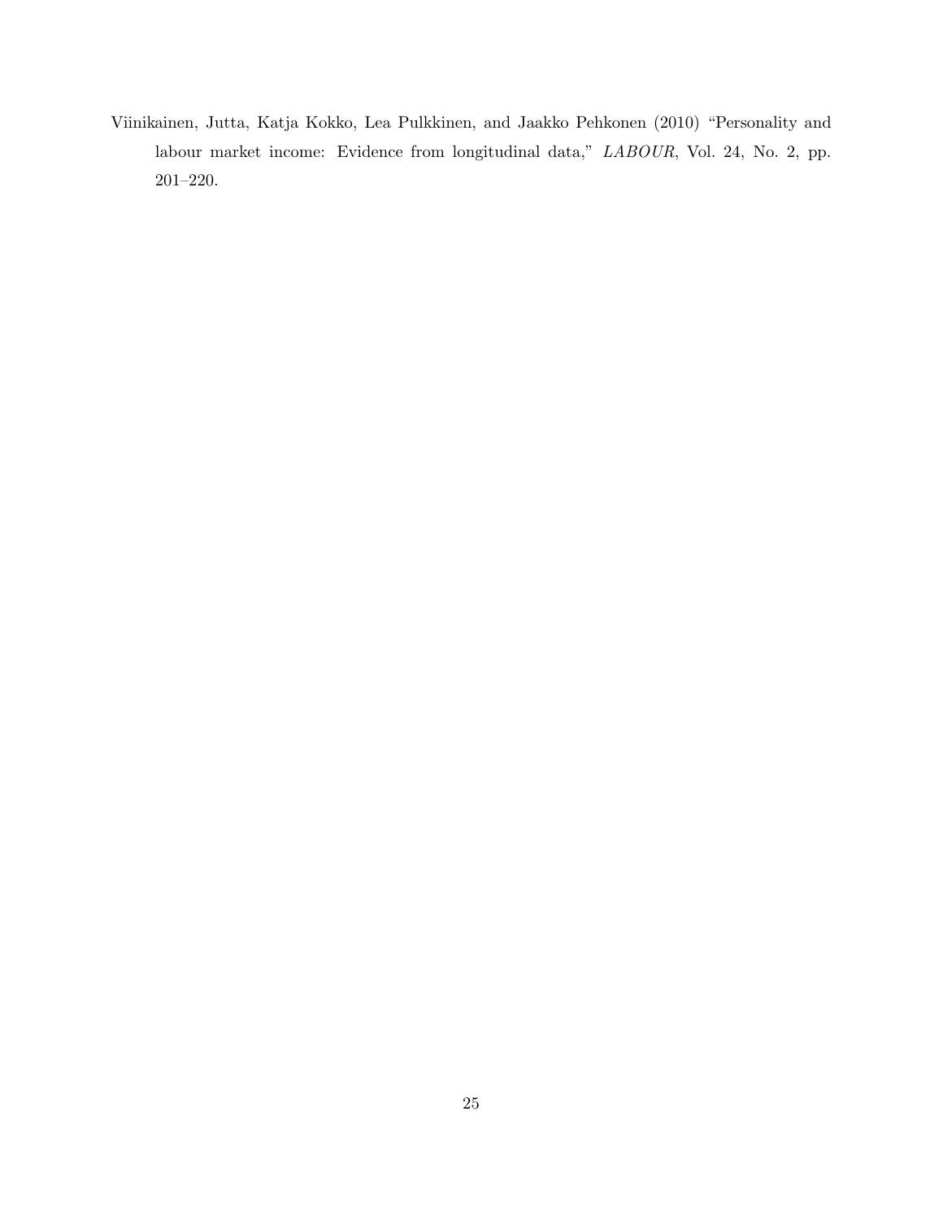Viinikainen, Jutta, Katja Kokko, Lea Pulkkinen, and Jaakko Pehkonen (2010) "Personality and labour market income: Evidence from longitudinal data," *LABOUR*, Vol. 24, No. 2, pp. 201–220.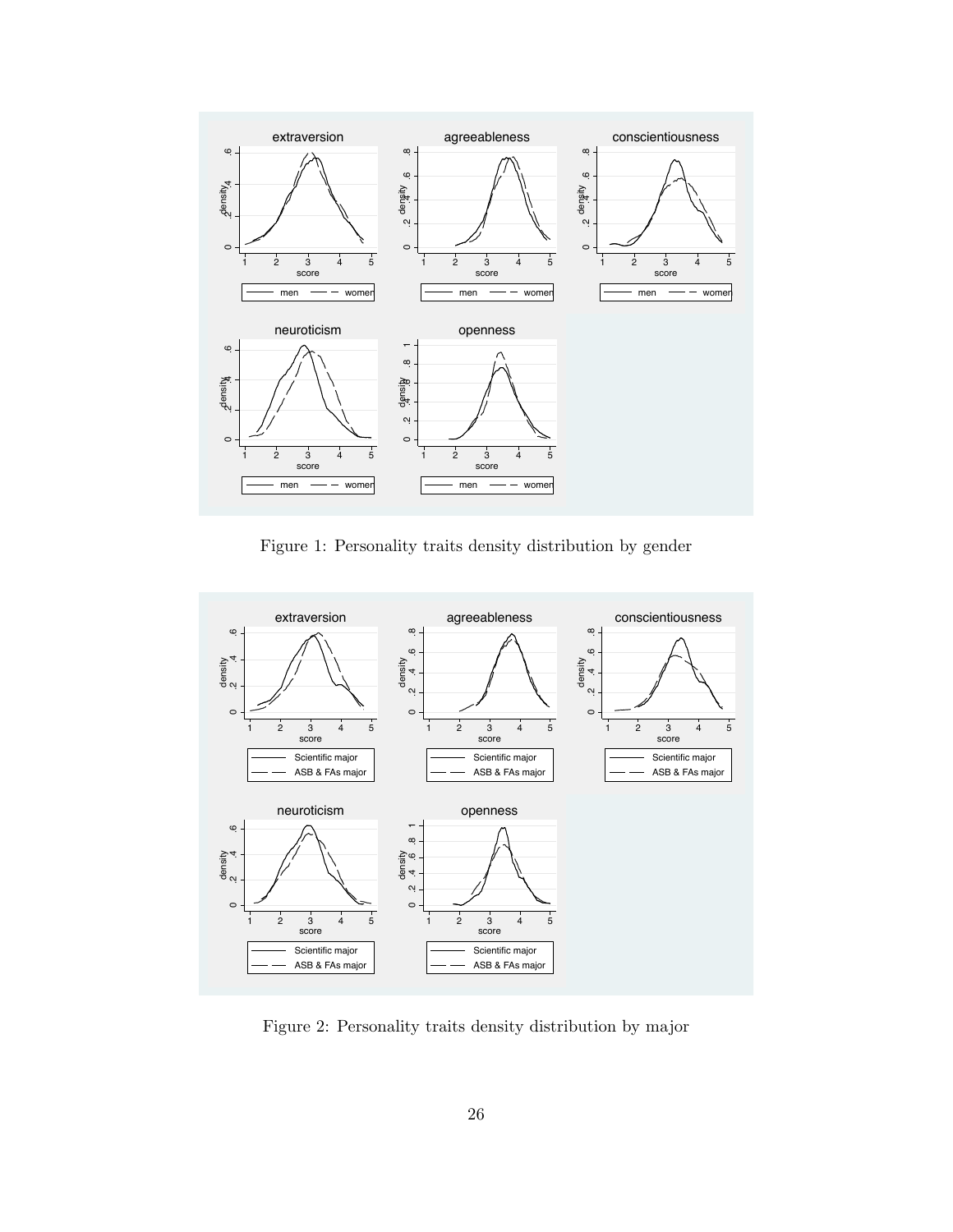Figure 1: Personality traits density distribution by gender

Figure 2: Personality traits density distribution by major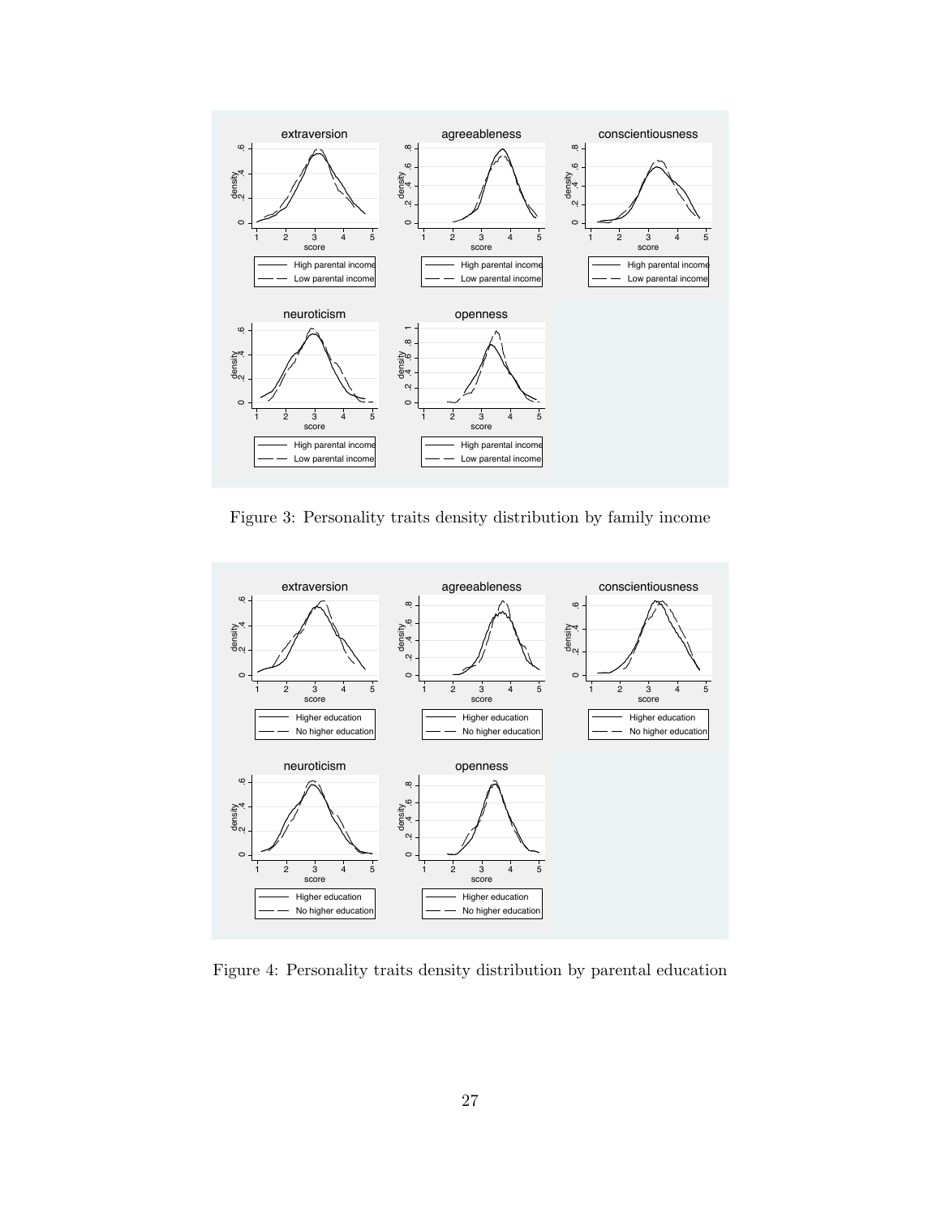Figure 3: Personality traits density distribution by family income

Figure 4: Personality traits density distribution by parental education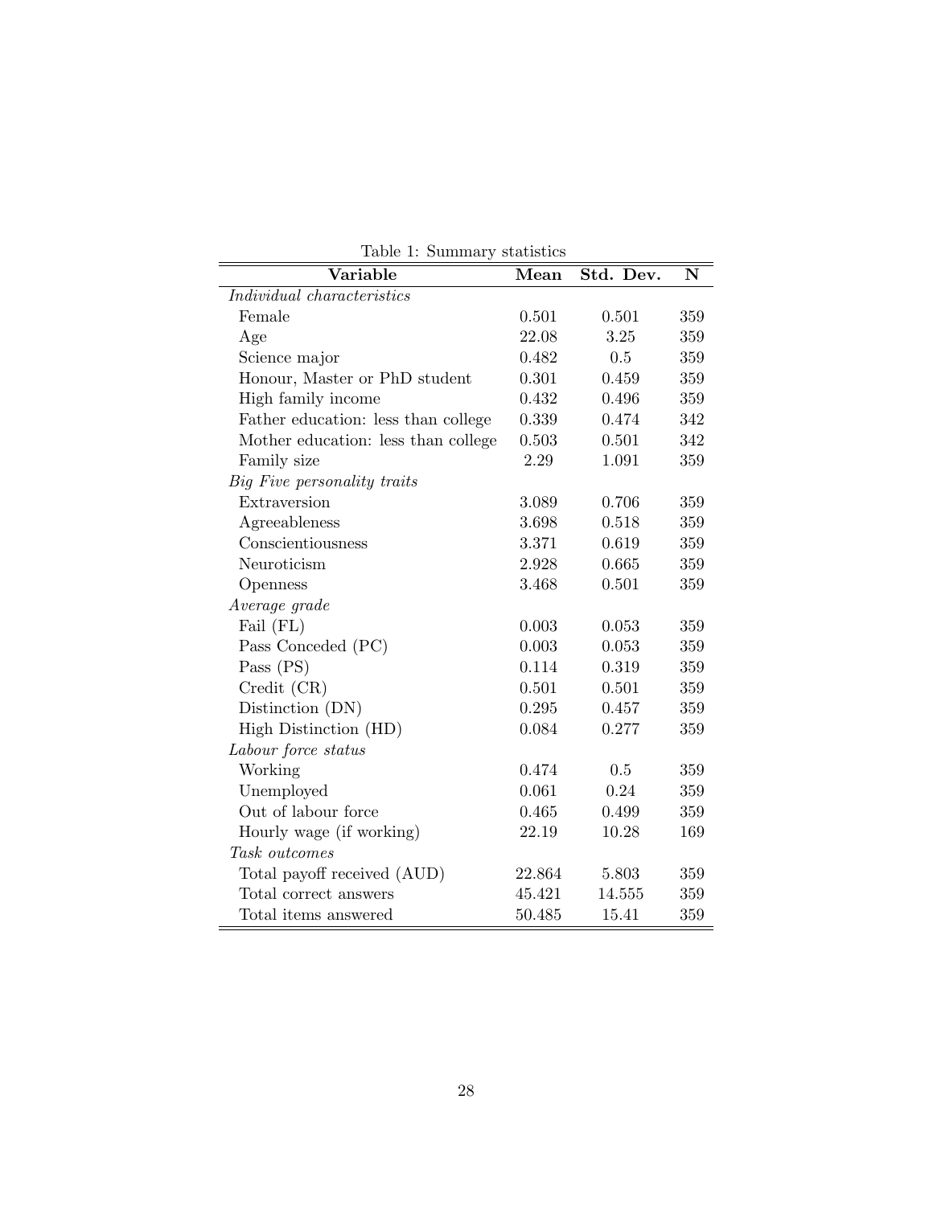Table 1: Summary statistics

| Variable | Mean | Std. Dev. | N |
|---|---|---|---|
| *Individual characteristics* | | | |
| Female | 0.501 | 0.501 | 359 |
| Age | 22.08 | 3.25 | 359 |
| Science major | 0.482 | 0.5 | 359 |
| Honour, Master or PhD student | 0.301 | 0.459 | 359 |
| High family income | 0.432 | 0.496 | 359 |
| Father education: less than college | 0.339 | 0.474 | 342 |
| Mother education: less than college | 0.503 | 0.501 | 342 |
| Family size | 2.29 | 1.091 | 359 |
| *Big Five personality traits* | | | |
| Extraversion | 3.089 | 0.706 | 359 |
| Agreeableness | 3.698 | 0.518 | 359 |
| Conscientiousness | 3.371 | 0.619 | 359 |
| Neuroticism | 2.928 | 0.665 | 359 |
| Openness | 3.468 | 0.501 | 359 |
| *Average grade* | | | |
| Fail (FL) | 0.003 | 0.053 | 359 |
| Pass Conceded (PC) | 0.003 | 0.053 | 359 |
| Pass (PS) | 0.114 | 0.319 | 359 |
| Credit (CR) | 0.501 | 0.501 | 359 |
| Distinction (DN) | 0.295 | 0.457 | 359 |
| High Distinction (HD) | 0.084 | 0.277 | 359 |
| *Labour force status* | | | |
| Working | 0.474 | 0.5 | 359 |
| Unemployed | 0.061 | 0.24 | 359 |
| Out of labour force | 0.465 | 0.499 | 359 |
| Hourly wage (if working) | 22.19 | 10.28 | 169 |
| *Task outcomes* | | | |
| Total payoff received (AUD) | 22.864 | 5.803 | 359 |
| Total correct answers | 45.421 | 14.555 | 359 |
| Total items answered | 50.485 | 15.41 | 359 |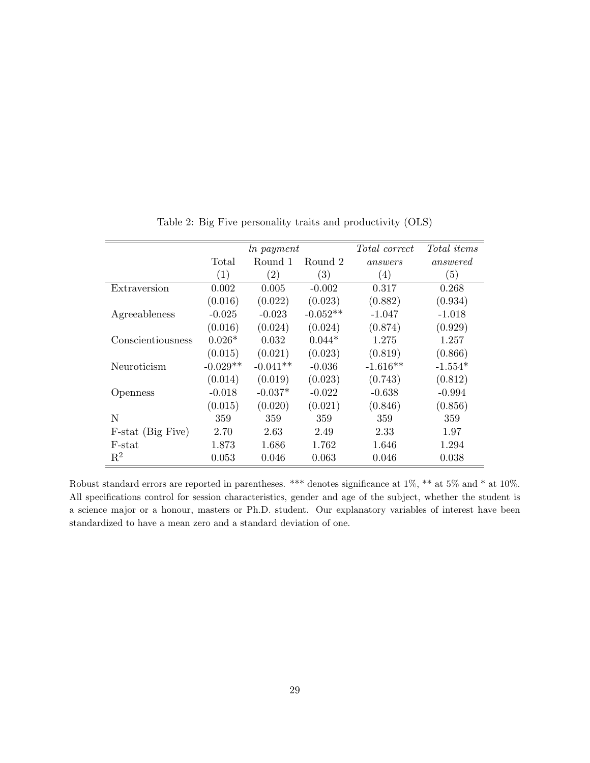Table 2: Big Five personality traits and productivity (OLS)

| | *ln payment* | | | *Total correct answers* | *Total items answered* |
|---|---|---|---|---|---|
| | Total | Round 1 | Round 2 | | |
| | (1) | (2) | (3) | (4) | (5) |
| Extraversion | 0.002 | 0.005 | -0.002 | 0.317 | 0.268 |
| | (0.016) | (0.022) | (0.023) | (0.882) | (0.934) |
| Agreeableness | -0.025 | -0.023 | -0.052** | -1.047 | -1.018 |
| | (0.016) | (0.024) | (0.024) | (0.874) | (0.929) |
| Conscientiousness | 0.026* | 0.032 | 0.044* | 1.275 | 1.257 |
| | (0.015) | (0.021) | (0.023) | (0.819) | (0.866) |
| Neuroticism | -0.029** | -0.041** | -0.036 | -1.616** | -1.554* |
| | (0.014) | (0.019) | (0.023) | (0.743) | (0.812) |
| Openness | -0.018 | -0.037* | -0.022 | -0.638 | -0.994 |
| | (0.015) | (0.020) | (0.021) | (0.846) | (0.856) |
| N | 359 | 359 | 359 | 359 | 359 |
| F-stat (Big Five) | 2.70 | 2.63 | 2.49 | 2.33 | 1.97 |
| F-stat | 1.873 | 1.686 | 1.762 | 1.646 | 1.294 |
| $R^2$ | 0.053 | 0.046 | 0.063 | 0.046 | 0.038 |

Robust standard errors are reported in parentheses. *** denotes significance at 1%, ** at 5% and * at 10%. All specifications control for session characteristics, gender and age of the subject, whether the student is a science major or a honour, masters or Ph.D. student. Our explanatory variables of interest have been standardized to have a mean zero and a standard deviation of one.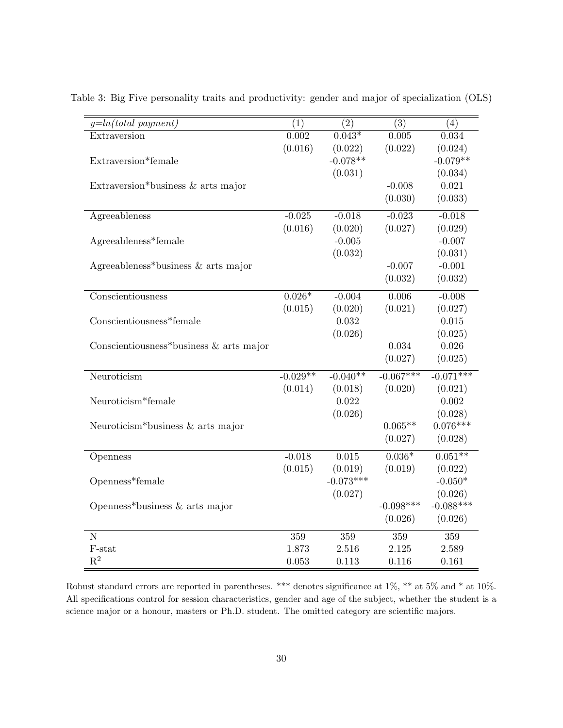Table 3: Big Five personality traits and productivity: gender and major of specialization (OLS)

| *y=ln(total payment)* | (1) | (2) | (3) | (4) |
|---|---|---|---|---|
| Extraversion | 0.002 | 0.043* | 0.005 | 0.034 |
| | (0.016) | (0.022) | (0.022) | (0.024) |
| Extraversion*female | | -0.078** | | -0.079** |
| | | (0.031) | | (0.034) |
| Extraversion*business & arts major | | | -0.008 | 0.021 |
| | | | (0.030) | (0.033) |
| Agreeableness | -0.025 | -0.018 | -0.023 | -0.018 |
| | (0.016) | (0.020) | (0.027) | (0.029) |
| Agreeableness*female | | -0.005 | | -0.007 |
| | | (0.032) | | (0.031) |
| Agreeableness*business & arts major | | | -0.007 | -0.001 |
| | | | (0.032) | (0.032) |
| Conscientiousness | 0.026* | -0.004 | 0.006 | -0.008 |
| | (0.015) | (0.020) | (0.021) | (0.027) |
| Conscientiousness*female | | 0.032 | | 0.015 |
| | | (0.026) | | (0.025) |
| Conscientiousness*business & arts major | | | 0.034 | 0.026 |
| | | | (0.027) | (0.025) |
| Neuroticism | -0.029** | -0.040** | -0.067*** | -0.071*** |
| | (0.014) | (0.018) | (0.020) | (0.021) |
| Neuroticism*female | | 0.022 | | 0.002 |
| | | (0.026) | | (0.028) |
| Neuroticism*business & arts major | | | 0.065** | 0.076*** |
| | | | (0.027) | (0.028) |
| Openness | -0.018 | 0.015 | 0.036* | 0.051** |
| | (0.015) | (0.019) | (0.019) | (0.022) |
| Openness*female | | -0.073*** | | -0.050* |
| | | (0.027) | | (0.026) |
| Openness*business & arts major | | | -0.098*** | -0.088*** |
| | | | (0.026) | (0.026) |
| N | 359 | 359 | 359 | 359 |
| F-stat | 1.873 | 2.516 | 2.125 | 2.589 |
| $R^2$ | 0.053 | 0.113 | 0.116 | 0.161 |

Robust standard errors are reported in parentheses. *** denotes significance at 1%, ** at 5% and * at 10%. All specifications control for session characteristics, gender and age of the subject, whether the student is a science major or a honour, masters or Ph.D. student. The omitted category are scientific majors.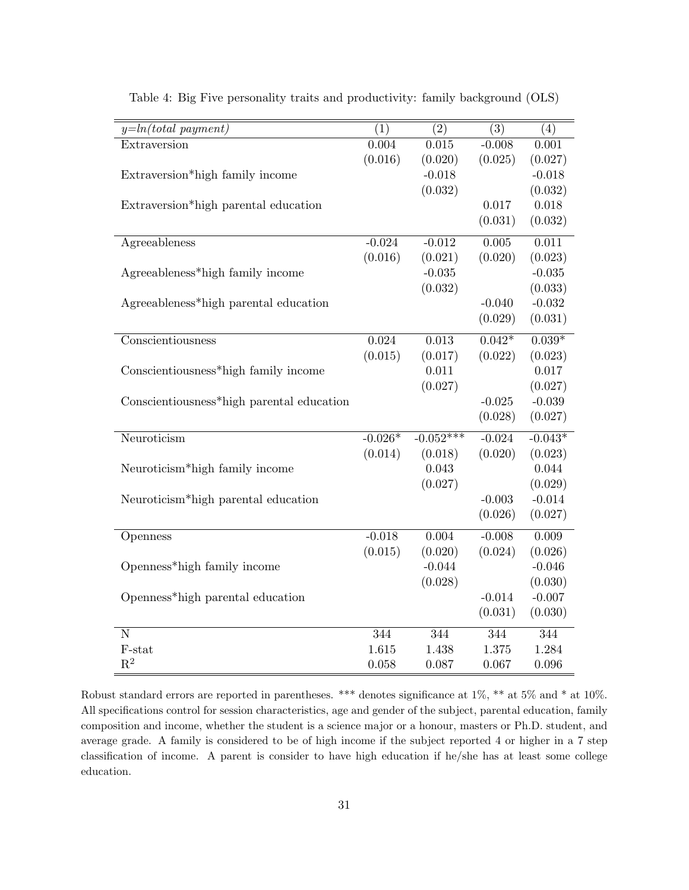Table 4: Big Five personality traits and productivity: family background (OLS)

| *y=ln(total payment)* | (1) | (2) | (3) | (4) |
|---|---|---|---|---|
| Extraversion | 0.004 | 0.015 | -0.008 | 0.001 |
| | (0.016) | (0.020) | (0.025) | (0.027) |
| Extraversion*high family income | | -0.018 | | -0.018 |
| | | (0.032) | | (0.032) |
| Extraversion*high parental education | | | 0.017 | 0.018 |
| | | | (0.031) | (0.032) |
| Agreeableness | -0.024 | -0.012 | 0.005 | 0.011 |
| | (0.016) | (0.021) | (0.020) | (0.023) |
| Agreeableness*high family income | | -0.035 | | -0.035 |
| | | (0.032) | | (0.033) |
| Agreeableness*high parental education | | | -0.040 | -0.032 |
| | | | (0.029) | (0.031) |
| Conscientiousness | 0.024 | 0.013 | 0.042* | 0.039* |
| | (0.015) | (0.017) | (0.022) | (0.023) |
| Conscientiousness*high family income | | 0.011 | | 0.017 |
| | | (0.027) | | (0.027) |
| Conscientiousness*high parental education | | | -0.025 | -0.039 |
| | | | (0.028) | (0.027) |
| Neuroticism | -0.026* | -0.052*** | -0.024 | -0.043* |
| | (0.014) | (0.018) | (0.020) | (0.023) |
| Neuroticism*high family income | | 0.043 | | 0.044 |
| | | (0.027) | | (0.029) |
| Neuroticism*high parental education | | | -0.003 | -0.014 |
| | | | (0.026) | (0.027) |
| Openness | -0.018 | 0.004 | -0.008 | 0.009 |
| | (0.015) | (0.020) | (0.024) | (0.026) |
| Openness*high family income | | -0.044 | | -0.046 |
| | | (0.028) | | (0.030) |
| Openness*high parental education | | | -0.014 | -0.007 |
| | | | (0.031) | (0.030) |
| N | 344 | 344 | 344 | 344 |
| F-stat | 1.615 | 1.438 | 1.375 | 1.284 |
| $R^2$ | 0.058 | 0.087 | 0.067 | 0.096 |

Robust standard errors are reported in parentheses. *** denotes significance at 1%, ** at 5% and * at 10%. All specifications control for session characteristics, age and gender of the subject, parental education, family composition and income, whether the student is a science major or a honour, masters or Ph.D. student, and average grade. A family is considered to be of high income if the subject reported 4 or higher in a 7 step classification of income. A parent is consider to have high education if he/she has at least some college education.